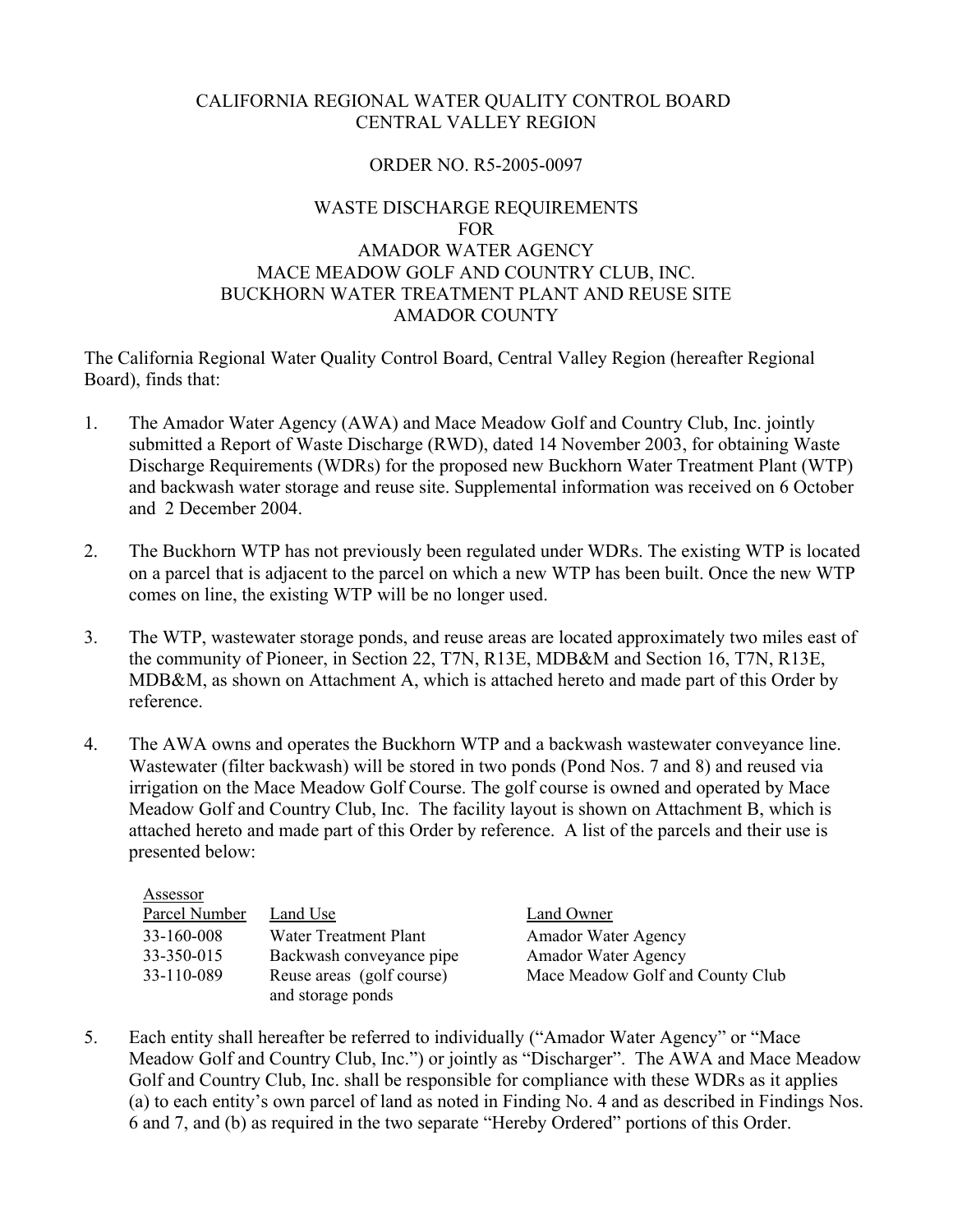CALIFORNIA REGIONAL WATER QUALITY CONTROL BOARD
CENTRAL VALLEY REGION

ORDER NO. R5-2005-0097

WASTE DISCHARGE REQUIREMENTS
FOR
AMADOR WATER AGENCY
MACE MEADOW GOLF AND COUNTRY CLUB, INC.
BUCKHORN WATER TREATMENT PLANT AND REUSE SITE
AMADOR COUNTY

The California Regional Water Quality Control Board, Central Valley Region (hereafter Regional Board), finds that:

1. The Amador Water Agency (AWA) and Mace Meadow Golf and Country Club, Inc. jointly submitted a Report of Waste Discharge (RWD), dated 14 November 2003, for obtaining Waste Discharge Requirements (WDRs) for the proposed new Buckhorn Water Treatment Plant (WTP) and backwash water storage and reuse site. Supplemental information was received on 6 October and 2 December 2004.

2. The Buckhorn WTP has not previously been regulated under WDRs. The existing WTP is located on a parcel that is adjacent to the parcel on which a new WTP has been built. Once the new WTP comes on line, the existing WTP will be no longer used.

3. The WTP, wastewater storage ponds, and reuse areas are located approximately two miles east of the community of Pioneer, in Section 22, T7N, R13E, MDB&M and Section 16, T7N, R13E, MDB&M, as shown on Attachment A, which is attached hereto and made part of this Order by reference.

4. The AWA owns and operates the Buckhorn WTP and a backwash wastewater conveyance line. Wastewater (filter backwash) will be stored in two ponds (Pond Nos. 7 and 8) and reused via irrigation on the Mace Meadow Golf Course. The golf course is owned and operated by Mace Meadow Golf and Country Club, Inc. The facility layout is shown on Attachment B, which is attached hereto and made part of this Order by reference. A list of the parcels and their use is presented below:

| Assessor Parcel Number | Land Use | Land Owner |
|---|---|---|
| 33-160-008 | Water Treatment Plant | Amador Water Agency |
| 33-350-015 | Backwash conveyance pipe | Amador Water Agency |
| 33-110-089 | Reuse areas (golf course) and storage ponds | Mace Meadow Golf and County Club |

5. Each entity shall hereafter be referred to individually ("Amador Water Agency" or "Mace Meadow Golf and Country Club, Inc.") or jointly as "Discharger". The AWA and Mace Meadow Golf and Country Club, Inc. shall be responsible for compliance with these WDRs as it applies (a) to each entity's own parcel of land as noted in Finding No. 4 and as described in Findings Nos. 6 and 7, and (b) as required in the two separate "Hereby Ordered" portions of this Order.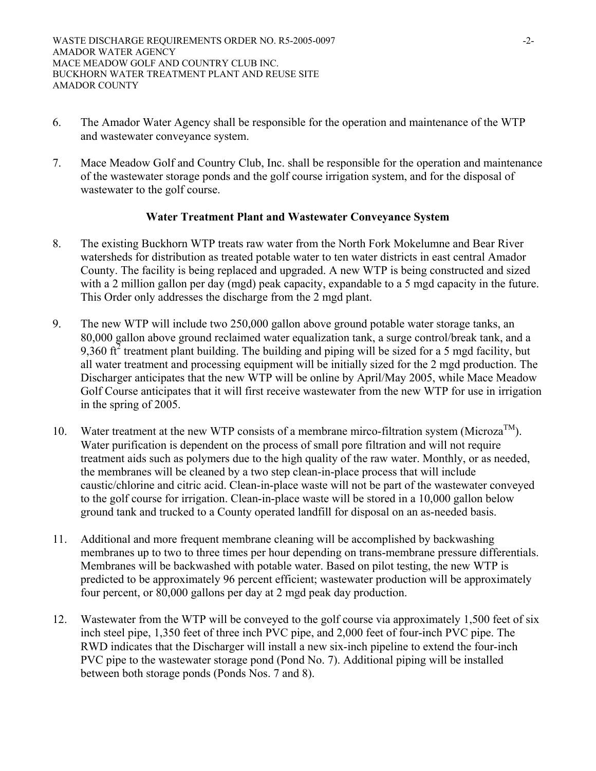6. The Amador Water Agency shall be responsible for the operation and maintenance of the WTP and wastewater conveyance system.

7. Mace Meadow Golf and Country Club, Inc. shall be responsible for the operation and maintenance of the wastewater storage ponds and the golf course irrigation system, and for the disposal of wastewater to the golf course.

**Water Treatment Plant and Wastewater Conveyance System**

8. The existing Buckhorn WTP treats raw water from the North Fork Mokelumne and Bear River watersheds for distribution as treated potable water to ten water districts in east central Amador County. The facility is being replaced and upgraded. A new WTP is being constructed and sized with a 2 million gallon per day (mgd) peak capacity, expandable to a 5 mgd capacity in the future. This Order only addresses the discharge from the 2 mgd plant.

9. The new WTP will include two 250,000 gallon above ground potable water storage tanks, an 80,000 gallon above ground reclaimed water equalization tank, a surge control/break tank, and a 9,360 $ft^2$ treatment plant building. The building and piping will be sized for a 5 mgd facility, but all water treatment and processing equipment will be initially sized for the 2 mgd production. The Discharger anticipates that the new WTP will be online by April/May 2005, while Mace Meadow Golf Course anticipates that it will first receive wastewater from the new WTP for use in irrigation in the spring of 2005.

10. Water treatment at the new WTP consists of a membrane mirco-filtration system (Microza™). Water purification is dependent on the process of small pore filtration and will not require treatment aids such as polymers due to the high quality of the raw water. Monthly, or as needed, the membranes will be cleaned by a two step clean-in-place process that will include caustic/chlorine and citric acid. Clean-in-place waste will not be part of the wastewater conveyed to the golf course for irrigation. Clean-in-place waste will be stored in a 10,000 gallon below ground tank and trucked to a County operated landfill for disposal on an as-needed basis.

11. Additional and more frequent membrane cleaning will be accomplished by backwashing membranes up to two to three times per hour depending on trans-membrane pressure differentials. Membranes will be backwashed with potable water. Based on pilot testing, the new WTP is predicted to be approximately 96 percent efficient; wastewater production will be approximately four percent, or 80,000 gallons per day at 2 mgd peak day production.

12. Wastewater from the WTP will be conveyed to the golf course via approximately 1,500 feet of six inch steel pipe, 1,350 feet of three inch PVC pipe, and 2,000 feet of four-inch PVC pipe. The RWD indicates that the Discharger will install a new six-inch pipeline to extend the four-inch PVC pipe to the wastewater storage pond (Pond No. 7). Additional piping will be installed between both storage ponds (Ponds Nos. 7 and 8).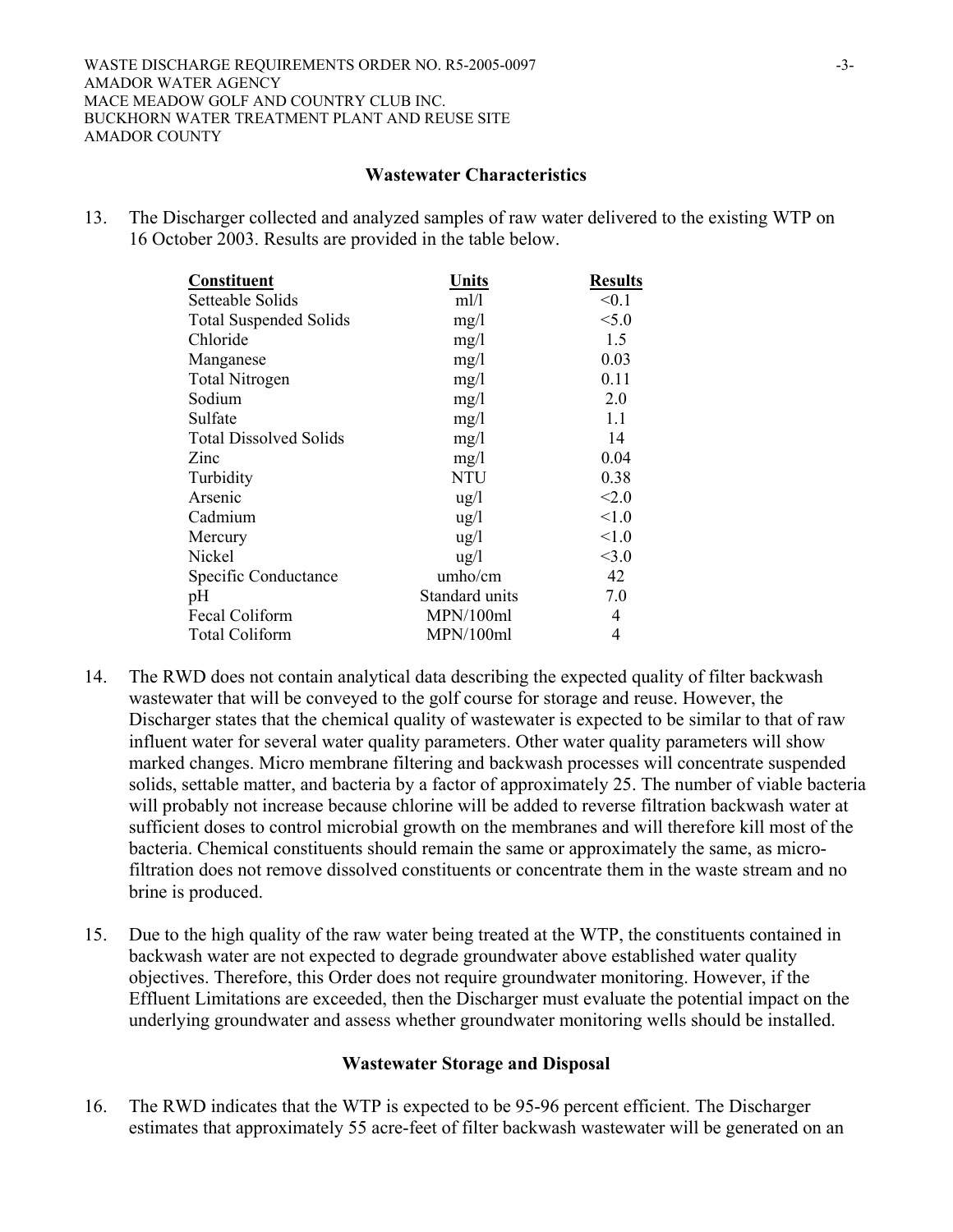## Wastewater Characteristics

13. The Discharger collected and analyzed samples of raw water delivered to the existing WTP on 16 October 2003. Results are provided in the table below.

| Constituent | Units | Results |
|---|---|---|
| Setteable Solids | ml/l | <0.1 |
| Total Suspended Solids | mg/l | <5.0 |
| Chloride | mg/l | 1.5 |
| Manganese | mg/l | 0.03 |
| Total Nitrogen | mg/l | 0.11 |
| Sodium | mg/l | 2.0 |
| Sulfate | mg/l | 1.1 |
| Total Dissolved Solids | mg/l | 14 |
| Zinc | mg/l | 0.04 |
| Turbidity | NTU | 0.38 |
| Arsenic | ug/l | <2.0 |
| Cadmium | ug/l | <1.0 |
| Mercury | ug/l | <1.0 |
| Nickel | ug/l | <3.0 |
| Specific Conductance | umho/cm | 42 |
| pH | Standard units | 7.0 |
| Fecal Coliform | MPN/100ml | 4 |
| Total Coliform | MPN/100ml | 4 |

14. The RWD does not contain analytical data describing the expected quality of filter backwash wastewater that will be conveyed to the golf course for storage and reuse. However, the Discharger states that the chemical quality of wastewater is expected to be similar to that of raw influent water for several water quality parameters. Other water quality parameters will show marked changes. Micro membrane filtering and backwash processes will concentrate suspended solids, settable matter, and bacteria by a factor of approximately 25. The number of viable bacteria will probably not increase because chlorine will be added to reverse filtration backwash water at sufficient doses to control microbial growth on the membranes and will therefore kill most of the bacteria. Chemical constituents should remain the same or approximately the same, as micro-filtration does not remove dissolved constituents or concentrate them in the waste stream and no brine is produced.

15. Due to the high quality of the raw water being treated at the WTP, the constituents contained in backwash water are not expected to degrade groundwater above established water quality objectives. Therefore, this Order does not require groundwater monitoring. However, if the Effluent Limitations are exceeded, then the Discharger must evaluate the potential impact on the underlying groundwater and assess whether groundwater monitoring wells should be installed.

## Wastewater Storage and Disposal

16. The RWD indicates that the WTP is expected to be 95-96 percent efficient. The Discharger estimates that approximately 55 acre-feet of filter backwash wastewater will be generated on an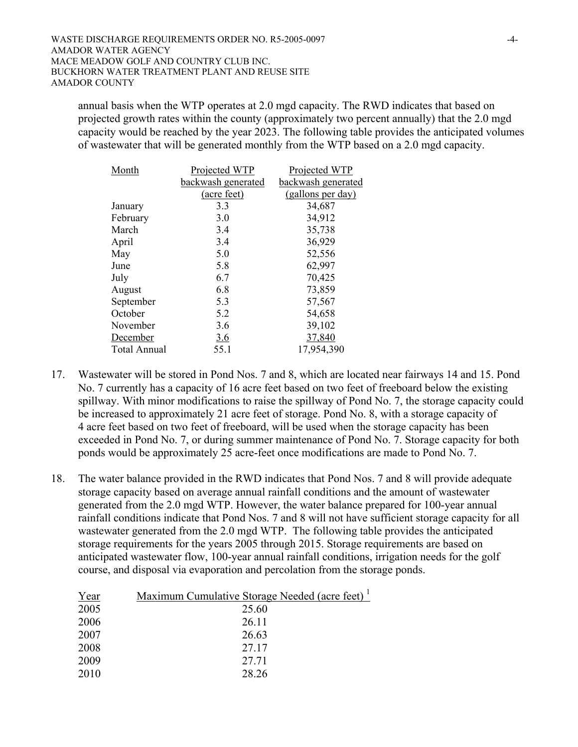annual basis when the WTP operates at 2.0 mgd capacity. The RWD indicates that based on projected growth rates within the county (approximately two percent annually) that the 2.0 mgd capacity would be reached by the year 2023. The following table provides the anticipated volumes of wastewater that will be generated monthly from the WTP based on a 2.0 mgd capacity.

| Month | Projected WTP backwash generated (acre feet) | Projected WTP backwash generated (gallons per day) |
|---|---|---|
| January | 3.3 | 34,687 |
| February | 3.0 | 34,912 |
| March | 3.4 | 35,738 |
| April | 3.4 | 36,929 |
| May | 5.0 | 52,556 |
| June | 5.8 | 62,997 |
| July | 6.7 | 70,425 |
| August | 6.8 | 73,859 |
| September | 5.3 | 57,567 |
| October | 5.2 | 54,658 |
| November | 3.6 | 39,102 |
| December | 3.6 | 37,840 |
| Total Annual | 55.1 | 17,954,390 |

17. Wastewater will be stored in Pond Nos. 7 and 8, which are located near fairways 14 and 15. Pond No. 7 currently has a capacity of 16 acre feet based on two feet of freeboard below the existing spillway. With minor modifications to raise the spillway of Pond No. 7, the storage capacity could be increased to approximately 21 acre feet of storage. Pond No. 8, with a storage capacity of 4 acre feet based on two feet of freeboard, will be used when the storage capacity has been exceeded in Pond No. 7, or during summer maintenance of Pond No. 7. Storage capacity for both ponds would be approximately 25 acre-feet once modifications are made to Pond No. 7.

18. The water balance provided in the RWD indicates that Pond Nos. 7 and 8 will provide adequate storage capacity based on average annual rainfall conditions and the amount of wastewater generated from the 2.0 mgd WTP. However, the water balance prepared for 100-year annual rainfall conditions indicate that Pond Nos. 7 and 8 will not have sufficient storage capacity for all wastewater generated from the 2.0 mgd WTP. The following table provides the anticipated storage requirements for the years 2005 through 2015. Storage requirements are based on anticipated wastewater flow, 100-year annual rainfall conditions, irrigation needs for the golf course, and disposal via evaporation and percolation from the storage ponds.

| Year | Maximum Cumulative Storage Needed (acre feet) [1] |
|---|---|
| 2005 | 25.60 |
| 2006 | 26.11 |
| 2007 | 26.63 |
| 2008 | 27.17 |
| 2009 | 27.71 |
| 2010 | 28.26 |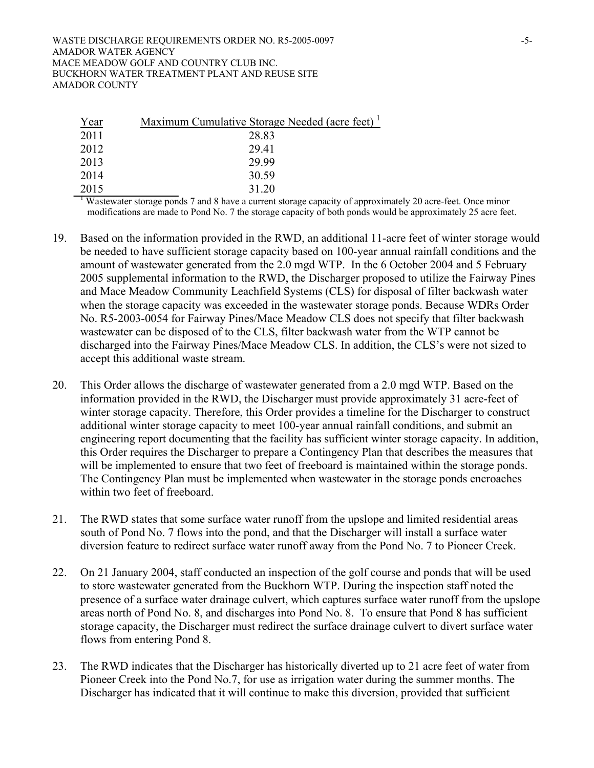| Year | Maximum Cumulative Storage Needed (acre feet) [1] |
|---|---|
| 2011 | 28.83 |
| 2012 | 29.41 |
| 2013 | 29.99 |
| 2014 | 30.59 |
| 2015 | 31.20 |

[1] Wastewater storage ponds 7 and 8 have a current storage capacity of approximately 20 acre-feet. Once minor modifications are made to Pond No. 7 the storage capacity of both ponds would be approximately 25 acre feet.

19. Based on the information provided in the RWD, an additional 11-acre feet of winter storage would be needed to have sufficient storage capacity based on 100-year annual rainfall conditions and the amount of wastewater generated from the 2.0 mgd WTP. In the 6 October 2004 and 5 February 2005 supplemental information to the RWD, the Discharger proposed to utilize the Fairway Pines and Mace Meadow Community Leachfield Systems (CLS) for disposal of filter backwash water when the storage capacity was exceeded in the wastewater storage ponds. Because WDRs Order No. R5-2003-0054 for Fairway Pines/Mace Meadow CLS does not specify that filter backwash wastewater can be disposed of to the CLS, filter backwash water from the WTP cannot be discharged into the Fairway Pines/Mace Meadow CLS. In addition, the CLS's were not sized to accept this additional waste stream.

20. This Order allows the discharge of wastewater generated from a 2.0 mgd WTP. Based on the information provided in the RWD, the Discharger must provide approximately 31 acre-feet of winter storage capacity. Therefore, this Order provides a timeline for the Discharger to construct additional winter storage capacity to meet 100-year annual rainfall conditions, and submit an engineering report documenting that the facility has sufficient winter storage capacity. In addition, this Order requires the Discharger to prepare a Contingency Plan that describes the measures that will be implemented to ensure that two feet of freeboard is maintained within the storage ponds. The Contingency Plan must be implemented when wastewater in the storage ponds encroaches within two feet of freeboard.

21. The RWD states that some surface water runoff from the upslope and limited residential areas south of Pond No. 7 flows into the pond, and that the Discharger will install a surface water diversion feature to redirect surface water runoff away from the Pond No. 7 to Pioneer Creek.

22. On 21 January 2004, staff conducted an inspection of the golf course and ponds that will be used to store wastewater generated from the Buckhorn WTP. During the inspection staff noted the presence of a surface water drainage culvert, which captures surface water runoff from the upslope areas north of Pond No. 8, and discharges into Pond No. 8. To ensure that Pond 8 has sufficient storage capacity, the Discharger must redirect the surface drainage culvert to divert surface water flows from entering Pond 8.

23. The RWD indicates that the Discharger has historically diverted up to 21 acre feet of water from Pioneer Creek into the Pond No.7, for use as irrigation water during the summer months. The Discharger has indicated that it will continue to make this diversion, provided that sufficient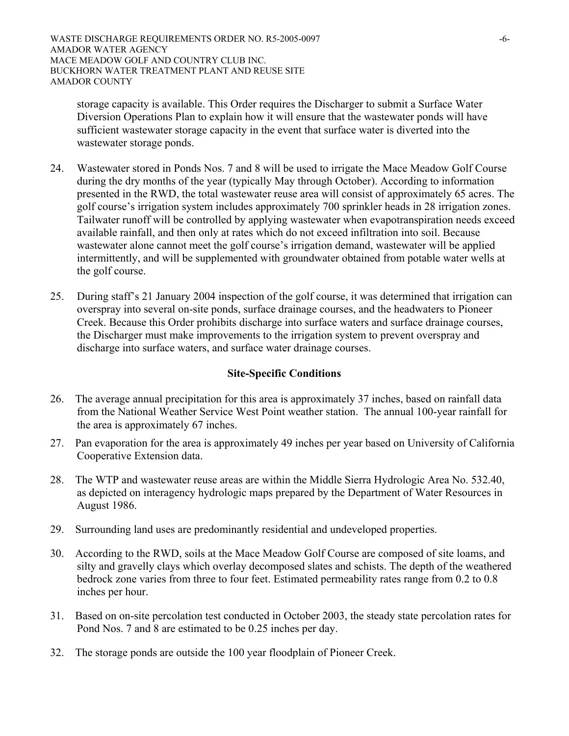storage capacity is available. This Order requires the Discharger to submit a Surface Water Diversion Operations Plan to explain how it will ensure that the wastewater ponds will have sufficient wastewater storage capacity in the event that surface water is diverted into the wastewater storage ponds.

24. Wastewater stored in Ponds Nos. 7 and 8 will be used to irrigate the Mace Meadow Golf Course during the dry months of the year (typically May through October). According to information presented in the RWD, the total wastewater reuse area will consist of approximately 65 acres. The golf course's irrigation system includes approximately 700 sprinkler heads in 28 irrigation zones. Tailwater runoff will be controlled by applying wastewater when evapotranspiration needs exceed available rainfall, and then only at rates which do not exceed infiltration into soil. Because wastewater alone cannot meet the golf course's irrigation demand, wastewater will be applied intermittently, and will be supplemented with groundwater obtained from potable water wells at the golf course.

25. During staff's 21 January 2004 inspection of the golf course, it was determined that irrigation can overspray into several on-site ponds, surface drainage courses, and the headwaters to Pioneer Creek. Because this Order prohibits discharge into surface waters and surface drainage courses, the Discharger must make improvements to the irrigation system to prevent overspray and discharge into surface waters, and surface water drainage courses.

## Site-Specific Conditions

26. The average annual precipitation for this area is approximately 37 inches, based on rainfall data from the National Weather Service West Point weather station. The annual 100-year rainfall for the area is approximately 67 inches.

27. Pan evaporation for the area is approximately 49 inches per year based on University of California Cooperative Extension data.

28. The WTP and wastewater reuse areas are within the Middle Sierra Hydrologic Area No. 532.40, as depicted on interagency hydrologic maps prepared by the Department of Water Resources in August 1986.

29. Surrounding land uses are predominantly residential and undeveloped properties.

30. According to the RWD, soils at the Mace Meadow Golf Course are composed of site loams, and silty and gravelly clays which overlay decomposed slates and schists. The depth of the weathered bedrock zone varies from three to four feet. Estimated permeability rates range from 0.2 to 0.8 inches per hour.

31. Based on on-site percolation test conducted in October 2003, the steady state percolation rates for Pond Nos. 7 and 8 are estimated to be 0.25 inches per day.

32. The storage ponds are outside the 100 year floodplain of Pioneer Creek.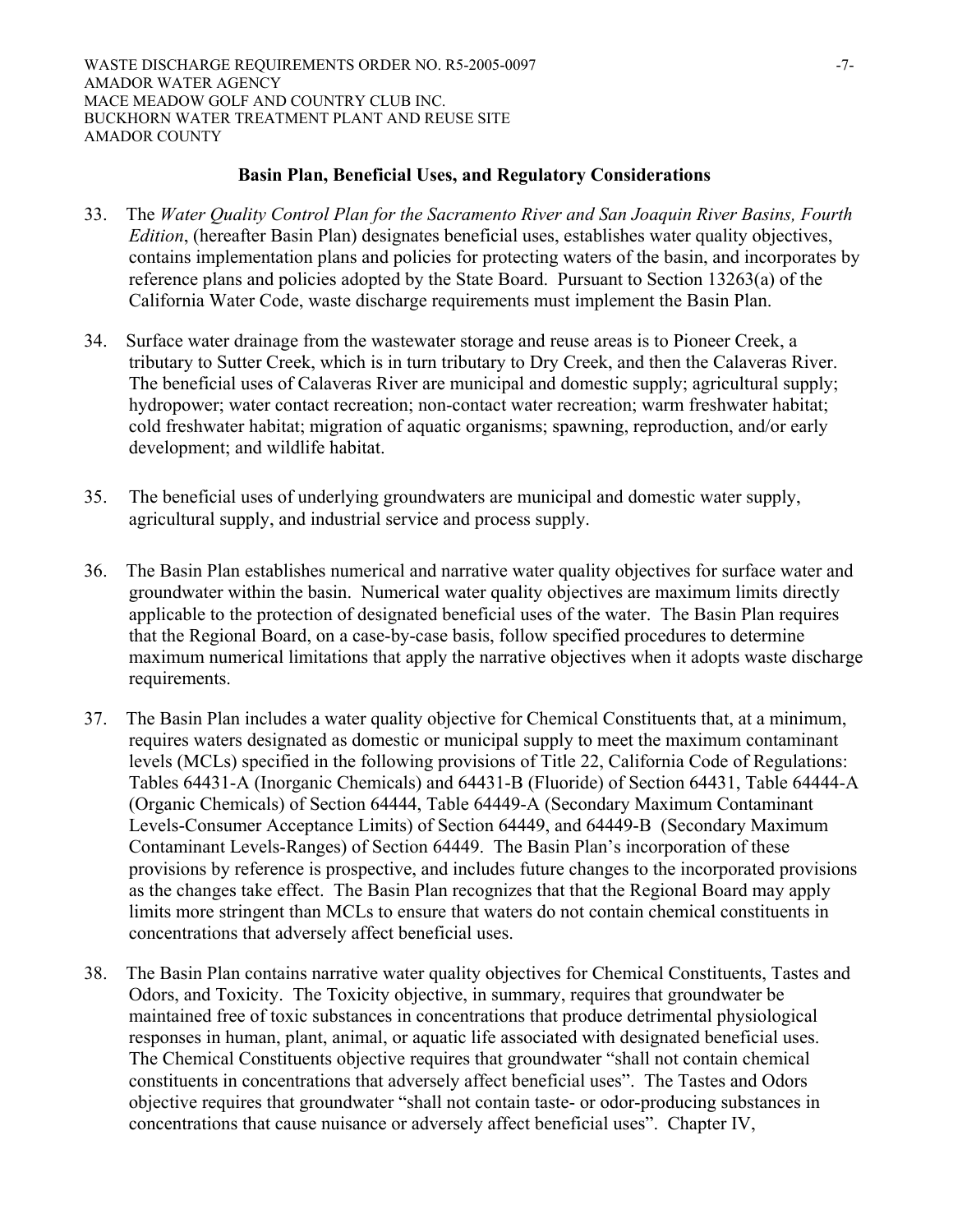## Basin Plan, Beneficial Uses, and Regulatory Considerations

33. The *Water Quality Control Plan for the Sacramento River and San Joaquin River Basins, Fourth Edition*, (hereafter Basin Plan) designates beneficial uses, establishes water quality objectives, contains implementation plans and policies for protecting waters of the basin, and incorporates by reference plans and policies adopted by the State Board. Pursuant to Section 13263(a) of the California Water Code, waste discharge requirements must implement the Basin Plan.

34. Surface water drainage from the wastewater storage and reuse areas is to Pioneer Creek, a tributary to Sutter Creek, which is in turn tributary to Dry Creek, and then the Calaveras River. The beneficial uses of Calaveras River are municipal and domestic supply; agricultural supply; hydropower; water contact recreation; non-contact water recreation; warm freshwater habitat; cold freshwater habitat; migration of aquatic organisms; spawning, reproduction, and/or early development; and wildlife habitat.

35. The beneficial uses of underlying groundwaters are municipal and domestic water supply, agricultural supply, and industrial service and process supply.

36. The Basin Plan establishes numerical and narrative water quality objectives for surface water and groundwater within the basin. Numerical water quality objectives are maximum limits directly applicable to the protection of designated beneficial uses of the water. The Basin Plan requires that the Regional Board, on a case-by-case basis, follow specified procedures to determine maximum numerical limitations that apply the narrative objectives when it adopts waste discharge requirements.

37. The Basin Plan includes a water quality objective for Chemical Constituents that, at a minimum, requires waters designated as domestic or municipal supply to meet the maximum contaminant levels (MCLs) specified in the following provisions of Title 22, California Code of Regulations: Tables 64431-A (Inorganic Chemicals) and 64431-B (Fluoride) of Section 64431, Table 64444-A (Organic Chemicals) of Section 64444, Table 64449-A (Secondary Maximum Contaminant Levels-Consumer Acceptance Limits) of Section 64449, and 64449-B (Secondary Maximum Contaminant Levels-Ranges) of Section 64449. The Basin Plan's incorporation of these provisions by reference is prospective, and includes future changes to the incorporated provisions as the changes take effect. The Basin Plan recognizes that that the Regional Board may apply limits more stringent than MCLs to ensure that waters do not contain chemical constituents in concentrations that adversely affect beneficial uses.

38. The Basin Plan contains narrative water quality objectives for Chemical Constituents, Tastes and Odors, and Toxicity. The Toxicity objective, in summary, requires that groundwater be maintained free of toxic substances in concentrations that produce detrimental physiological responses in human, plant, animal, or aquatic life associated with designated beneficial uses. The Chemical Constituents objective requires that groundwater "shall not contain chemical constituents in concentrations that adversely affect beneficial uses". The Tastes and Odors objective requires that groundwater "shall not contain taste- or odor-producing substances in concentrations that cause nuisance or adversely affect beneficial uses". Chapter IV,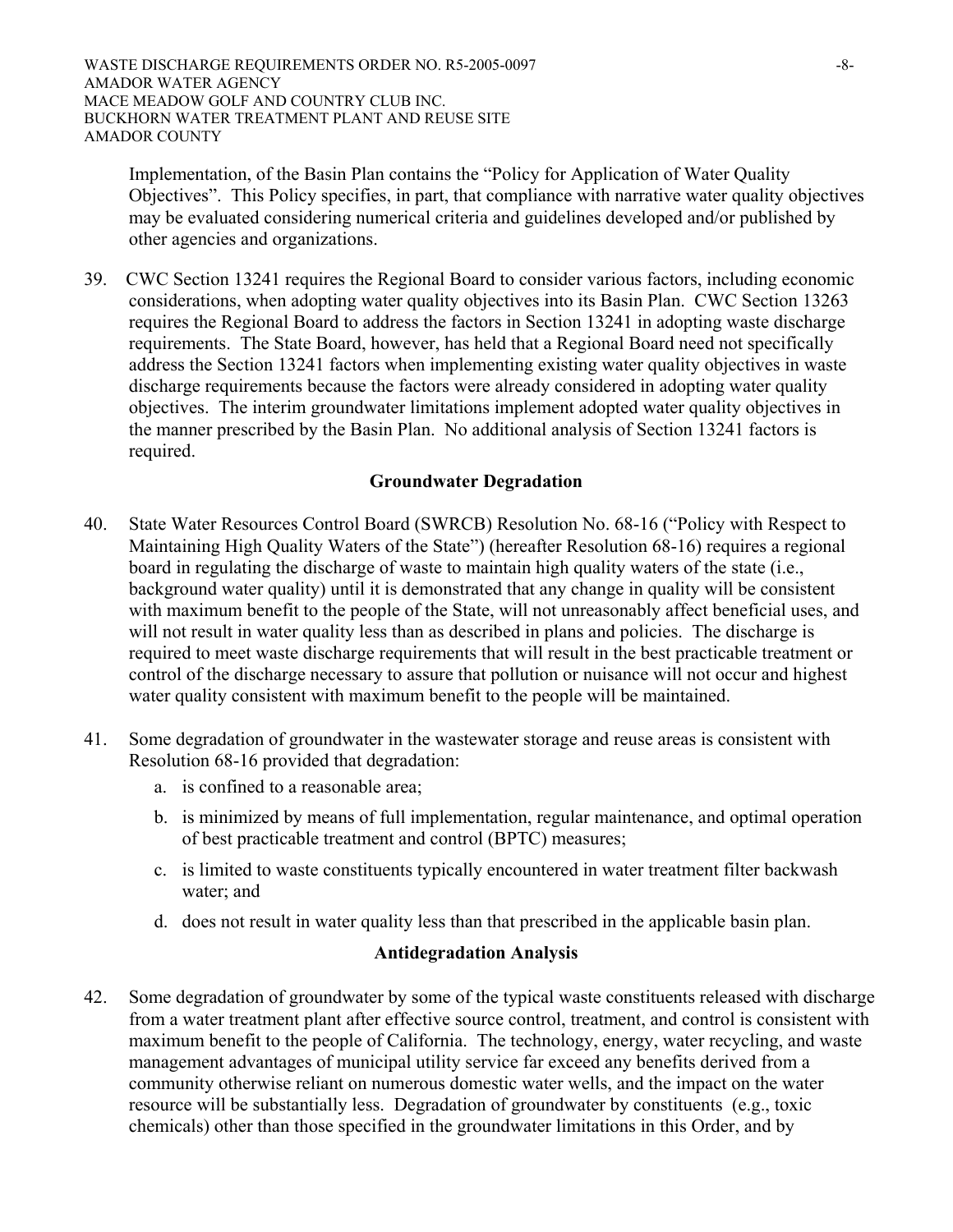Implementation, of the Basin Plan contains the "Policy for Application of Water Quality Objectives". This Policy specifies, in part, that compliance with narrative water quality objectives may be evaluated considering numerical criteria and guidelines developed and/or published by other agencies and organizations.

39. CWC Section 13241 requires the Regional Board to consider various factors, including economic considerations, when adopting water quality objectives into its Basin Plan. CWC Section 13263 requires the Regional Board to address the factors in Section 13241 in adopting waste discharge requirements. The State Board, however, has held that a Regional Board need not specifically address the Section 13241 factors when implementing existing water quality objectives in waste discharge requirements because the factors were already considered in adopting water quality objectives. The interim groundwater limitations implement adopted water quality objectives in the manner prescribed by the Basin Plan. No additional analysis of Section 13241 factors is required.

## Groundwater Degradation

40. State Water Resources Control Board (SWRCB) Resolution No. 68-16 ("Policy with Respect to Maintaining High Quality Waters of the State") (hereafter Resolution 68-16) requires a regional board in regulating the discharge of waste to maintain high quality waters of the state (i.e., background water quality) until it is demonstrated that any change in quality will be consistent with maximum benefit to the people of the State, will not unreasonably affect beneficial uses, and will not result in water quality less than as described in plans and policies. The discharge is required to meet waste discharge requirements that will result in the best practicable treatment or control of the discharge necessary to assure that pollution or nuisance will not occur and highest water quality consistent with maximum benefit to the people will be maintained.

41. Some degradation of groundwater in the wastewater storage and reuse areas is consistent with Resolution 68-16 provided that degradation:
    a. is confined to a reasonable area;
    b. is minimized by means of full implementation, regular maintenance, and optimal operation of best practicable treatment and control (BPTC) measures;
    c. is limited to waste constituents typically encountered in water treatment filter backwash water; and
    d. does not result in water quality less than that prescribed in the applicable basin plan.

## Antidegradation Analysis

42. Some degradation of groundwater by some of the typical waste constituents released with discharge from a water treatment plant after effective source control, treatment, and control is consistent with maximum benefit to the people of California. The technology, energy, water recycling, and waste management advantages of municipal utility service far exceed any benefits derived from a community otherwise reliant on numerous domestic water wells, and the impact on the water resource will be substantially less. Degradation of groundwater by constituents (e.g., toxic chemicals) other than those specified in the groundwater limitations in this Order, and by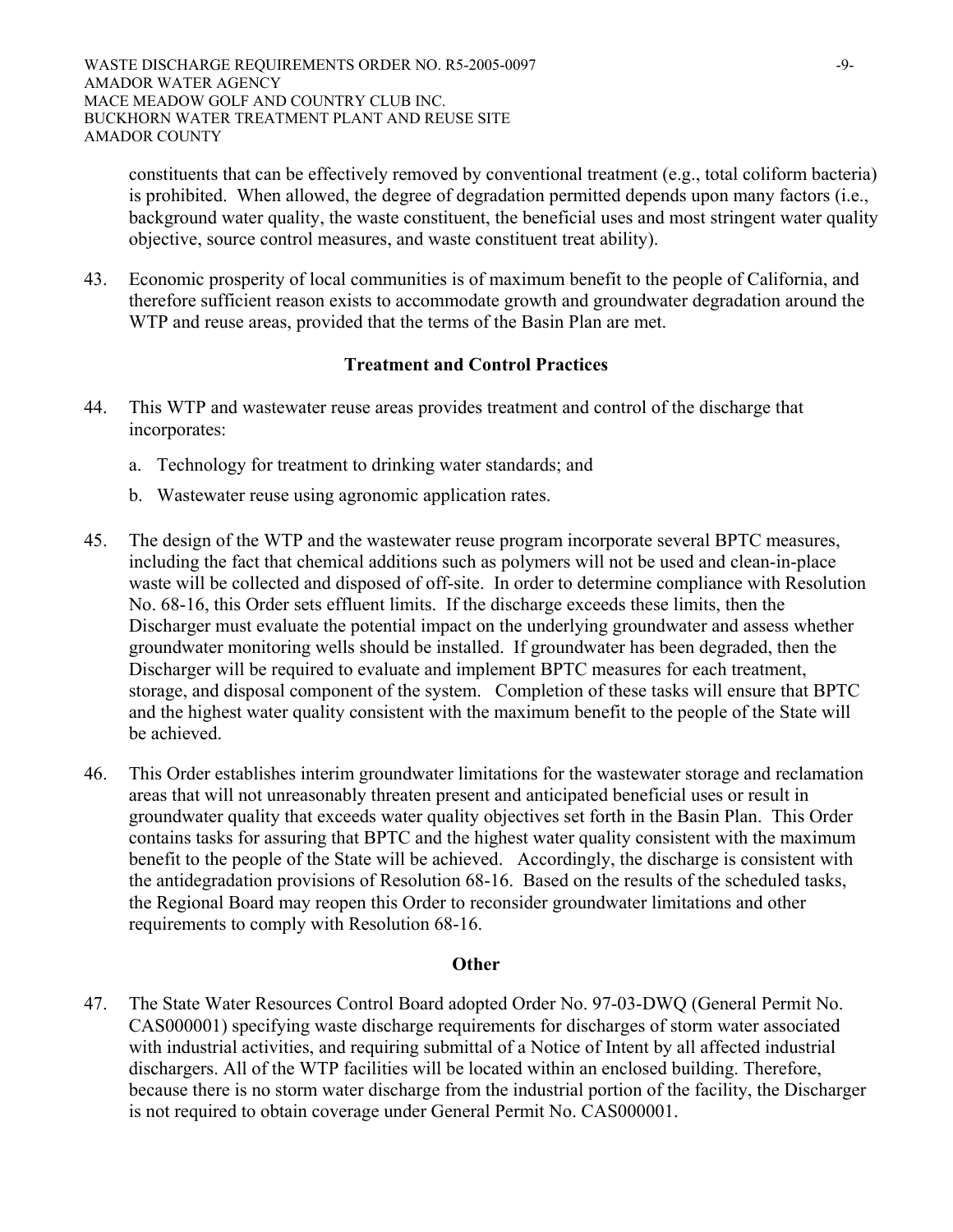constituents that can be effectively removed by conventional treatment (e.g., total coliform bacteria) is prohibited. When allowed, the degree of degradation permitted depends upon many factors (i.e., background water quality, the waste constituent, the beneficial uses and most stringent water quality objective, source control measures, and waste constituent treat ability).

43. Economic prosperity of local communities is of maximum benefit to the people of California, and therefore sufficient reason exists to accommodate growth and groundwater degradation around the WTP and reuse areas, provided that the terms of the Basin Plan are met.

**Treatment and Control Practices**

44. This WTP and wastewater reuse areas provides treatment and control of the discharge that incorporates:

    a. Technology for treatment to drinking water standards; and

    b. Wastewater reuse using agronomic application rates.

45. The design of the WTP and the wastewater reuse program incorporate several BPTC measures, including the fact that chemical additions such as polymers will not be used and clean-in-place waste will be collected and disposed of off-site. In order to determine compliance with Resolution No. 68-16, this Order sets effluent limits. If the discharge exceeds these limits, then the Discharger must evaluate the potential impact on the underlying groundwater and assess whether groundwater monitoring wells should be installed. If groundwater has been degraded, then the Discharger will be required to evaluate and implement BPTC measures for each treatment, storage, and disposal component of the system. Completion of these tasks will ensure that BPTC and the highest water quality consistent with the maximum benefit to the people of the State will be achieved.

46. This Order establishes interim groundwater limitations for the wastewater storage and reclamation areas that will not unreasonably threaten present and anticipated beneficial uses or result in groundwater quality that exceeds water quality objectives set forth in the Basin Plan. This Order contains tasks for assuring that BPTC and the highest water quality consistent with the maximum benefit to the people of the State will be achieved. Accordingly, the discharge is consistent with the antidegradation provisions of Resolution 68-16. Based on the results of the scheduled tasks, the Regional Board may reopen this Order to reconsider groundwater limitations and other requirements to comply with Resolution 68-16.

**Other**

47. The State Water Resources Control Board adopted Order No. 97-03-DWQ (General Permit No. CAS000001) specifying waste discharge requirements for discharges of storm water associated with industrial activities, and requiring submittal of a Notice of Intent by all affected industrial dischargers. All of the WTP facilities will be located within an enclosed building. Therefore, because there is no storm water discharge from the industrial portion of the facility, the Discharger is not required to obtain coverage under General Permit No. CAS000001.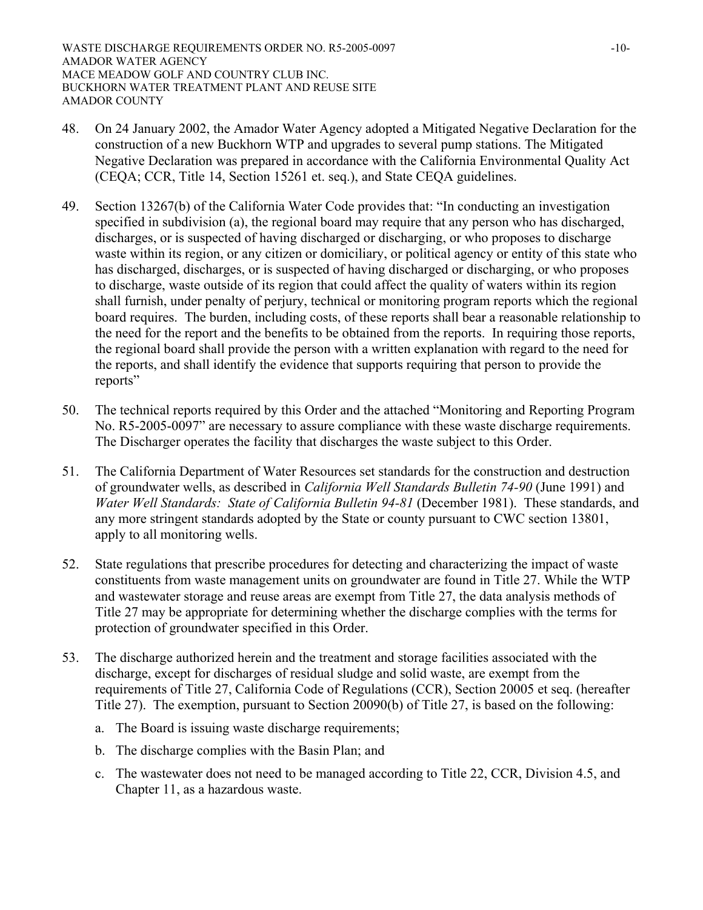48. On 24 January 2002, the Amador Water Agency adopted a Mitigated Negative Declaration for the construction of a new Buckhorn WTP and upgrades to several pump stations. The Mitigated Negative Declaration was prepared in accordance with the California Environmental Quality Act (CEQA; CCR, Title 14, Section 15261 et. seq.), and State CEQA guidelines.

49. Section 13267(b) of the California Water Code provides that: "In conducting an investigation specified in subdivision (a), the regional board may require that any person who has discharged, discharges, or is suspected of having discharged or discharging, or who proposes to discharge waste within its region, or any citizen or domiciliary, or political agency or entity of this state who has discharged, discharges, or is suspected of having discharged or discharging, or who proposes to discharge, waste outside of its region that could affect the quality of waters within its region shall furnish, under penalty of perjury, technical or monitoring program reports which the regional board requires. The burden, including costs, of these reports shall bear a reasonable relationship to the need for the report and the benefits to be obtained from the reports. In requiring those reports, the regional board shall provide the person with a written explanation with regard to the need for the reports, and shall identify the evidence that supports requiring that person to provide the reports"

50. The technical reports required by this Order and the attached "Monitoring and Reporting Program No. R5-2005-0097" are necessary to assure compliance with these waste discharge requirements. The Discharger operates the facility that discharges the waste subject to this Order.

51. The California Department of Water Resources set standards for the construction and destruction of groundwater wells, as described in *California Well Standards Bulletin 74-90* (June 1991) and *Water Well Standards: State of California Bulletin 94-81* (December 1981). These standards, and any more stringent standards adopted by the State or county pursuant to CWC section 13801, apply to all monitoring wells.

52. State regulations that prescribe procedures for detecting and characterizing the impact of waste constituents from waste management units on groundwater are found in Title 27. While the WTP and wastewater storage and reuse areas are exempt from Title 27, the data analysis methods of Title 27 may be appropriate for determining whether the discharge complies with the terms for protection of groundwater specified in this Order.

53. The discharge authorized herein and the treatment and storage facilities associated with the discharge, except for discharges of residual sludge and solid waste, are exempt from the requirements of Title 27, California Code of Regulations (CCR), Section 20005 et seq. (hereafter Title 27). The exemption, pursuant to Section 20090(b) of Title 27, is based on the following:

    a. The Board is issuing waste discharge requirements;

    b. The discharge complies with the Basin Plan; and

    c. The wastewater does not need to be managed according to Title 22, CCR, Division 4.5, and Chapter 11, as a hazardous waste.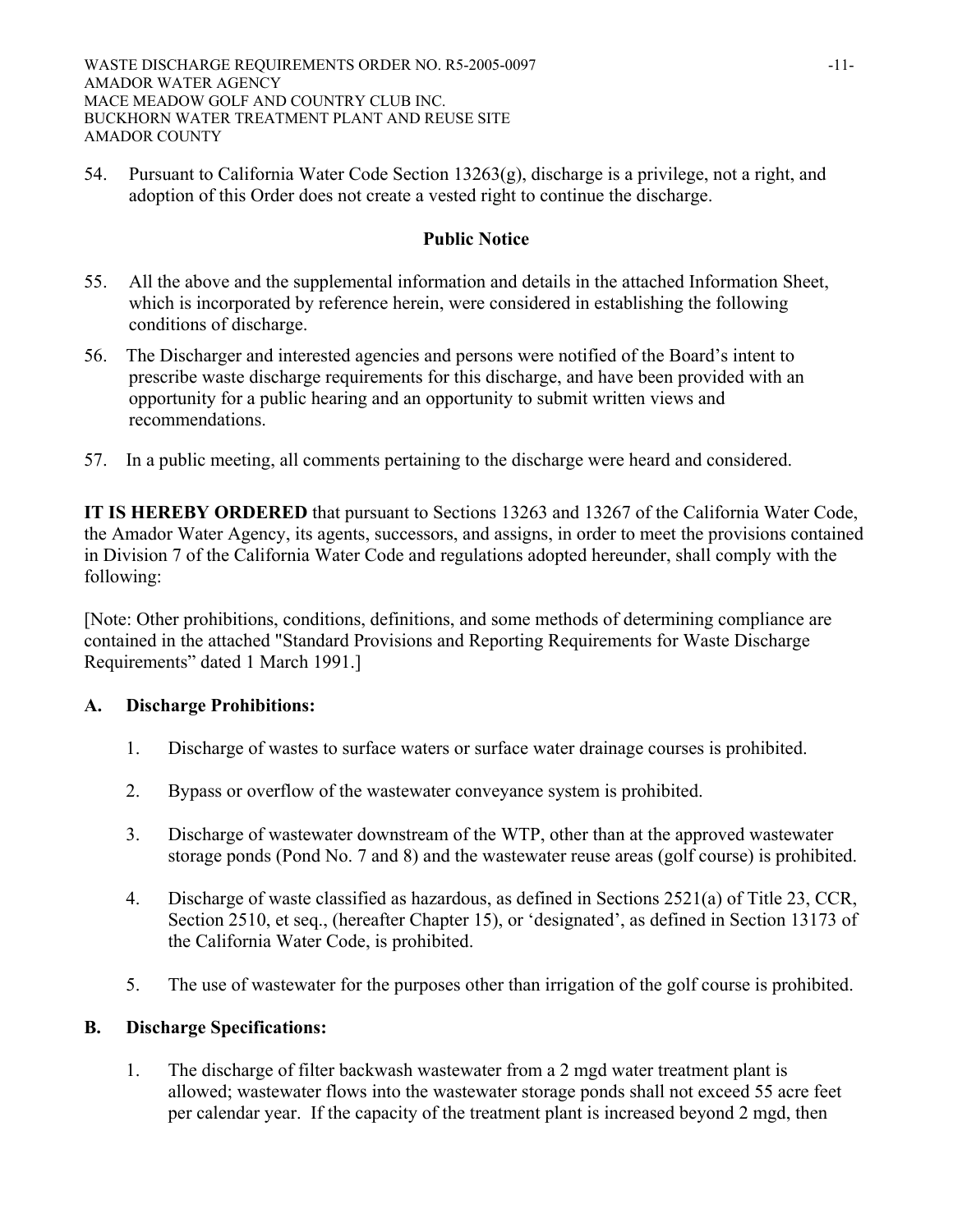54. Pursuant to California Water Code Section 13263(g), discharge is a privilege, not a right, and adoption of this Order does not create a vested right to continue the discharge.

## Public Notice

55. All the above and the supplemental information and details in the attached Information Sheet, which is incorporated by reference herein, were considered in establishing the following conditions of discharge.

56. The Discharger and interested agencies and persons were notified of the Board's intent to prescribe waste discharge requirements for this discharge, and have been provided with an opportunity for a public hearing and an opportunity to submit written views and recommendations.

57. In a public meeting, all comments pertaining to the discharge were heard and considered.

**IT IS HEREBY ORDERED** that pursuant to Sections 13263 and 13267 of the California Water Code, the Amador Water Agency, its agents, successors, and assigns, in order to meet the provisions contained in Division 7 of the California Water Code and regulations adopted hereunder, shall comply with the following:

[Note: Other prohibitions, conditions, definitions, and some methods of determining compliance are contained in the attached "Standard Provisions and Reporting Requirements for Waste Discharge Requirements" dated 1 March 1991.]

**A. Discharge Prohibitions:**

1. Discharge of wastes to surface waters or surface water drainage courses is prohibited.

2. Bypass or overflow of the wastewater conveyance system is prohibited.

3. Discharge of wastewater downstream of the WTP, other than at the approved wastewater storage ponds (Pond No. 7 and 8) and the wastewater reuse areas (golf course) is prohibited.

4. Discharge of waste classified as hazardous, as defined in Sections 2521(a) of Title 23, CCR, Section 2510, et seq., (hereafter Chapter 15), or 'designated', as defined in Section 13173 of the California Water Code, is prohibited.

5. The use of wastewater for the purposes other than irrigation of the golf course is prohibited.

**B. Discharge Specifications:**

1. The discharge of filter backwash wastewater from a 2 mgd water treatment plant is allowed; wastewater flows into the wastewater storage ponds shall not exceed 55 acre feet per calendar year. If the capacity of the treatment plant is increased beyond 2 mgd, then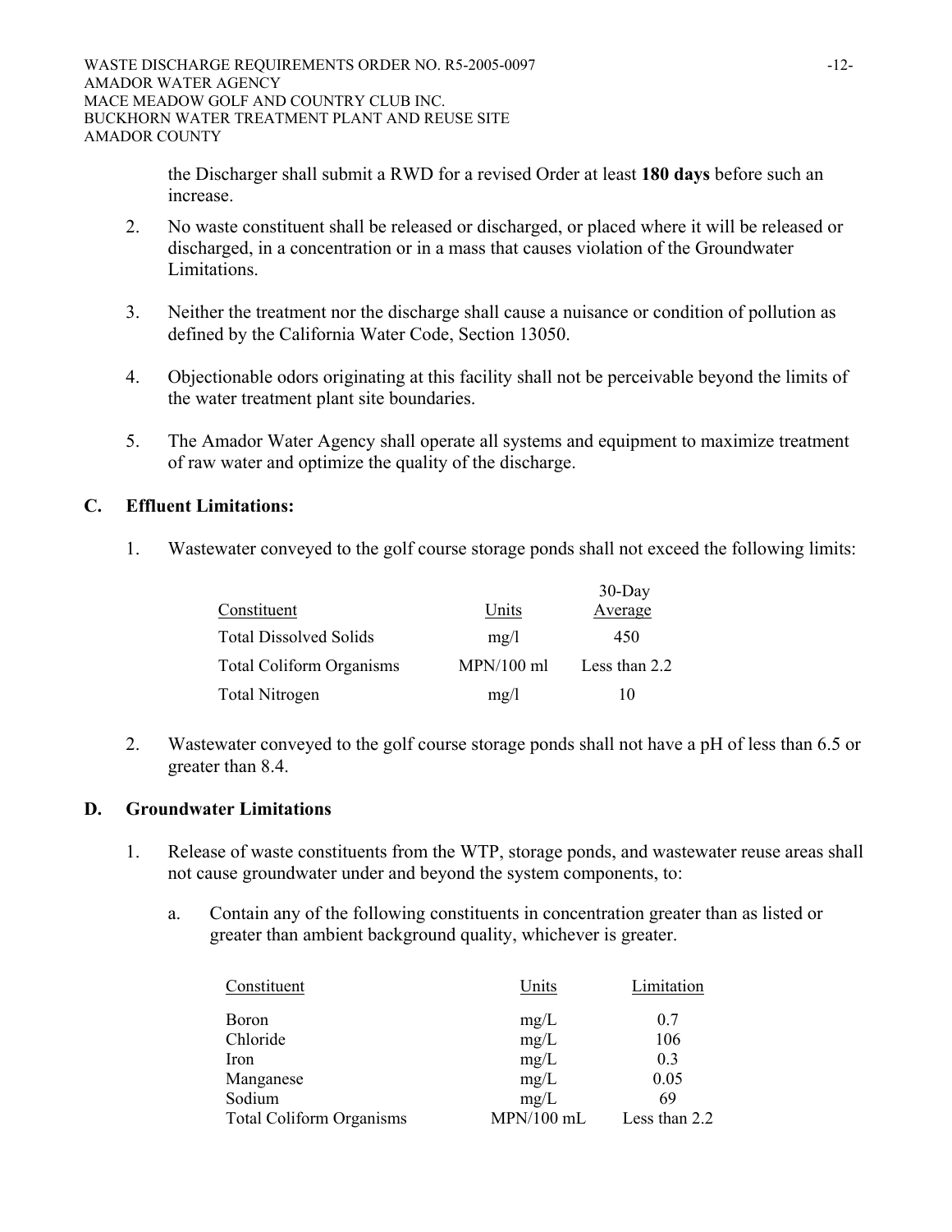the Discharger shall submit a RWD for a revised Order at least **180 days** before such an increase.

2. No waste constituent shall be released or discharged, or placed where it will be released or discharged, in a concentration or in a mass that causes violation of the Groundwater Limitations.

3. Neither the treatment nor the discharge shall cause a nuisance or condition of pollution as defined by the California Water Code, Section 13050.

4. Objectionable odors originating at this facility shall not be perceivable beyond the limits of the water treatment plant site boundaries.

5. The Amador Water Agency shall operate all systems and equipment to maximize treatment of raw water and optimize the quality of the discharge.

## C. Effluent Limitations:

1. Wastewater conveyed to the golf course storage ponds shall not exceed the following limits:

| Constituent | Units | 30-Day Average |
|---|---|---|
| Total Dissolved Solids | mg/l | 450 |
| Total Coliform Organisms | MPN/100 ml | Less than 2.2 |
| Total Nitrogen | mg/l | 10 |

2. Wastewater conveyed to the golf course storage ponds shall not have a pH of less than 6.5 or greater than 8.4.

## D. Groundwater Limitations

1. Release of waste constituents from the WTP, storage ponds, and wastewater reuse areas shall not cause groundwater under and beyond the system components, to:

   a. Contain any of the following constituents in concentration greater than as listed or greater than ambient background quality, whichever is greater.

| Constituent | Units | Limitation |
|---|---|---|
| Boron | mg/L | 0.7 |
| Chloride | mg/L | 106 |
| Iron | mg/L | 0.3 |
| Manganese | mg/L | 0.05 |
| Sodium | mg/L | 69 |
| Total Coliform Organisms | MPN/100 mL | Less than 2.2 |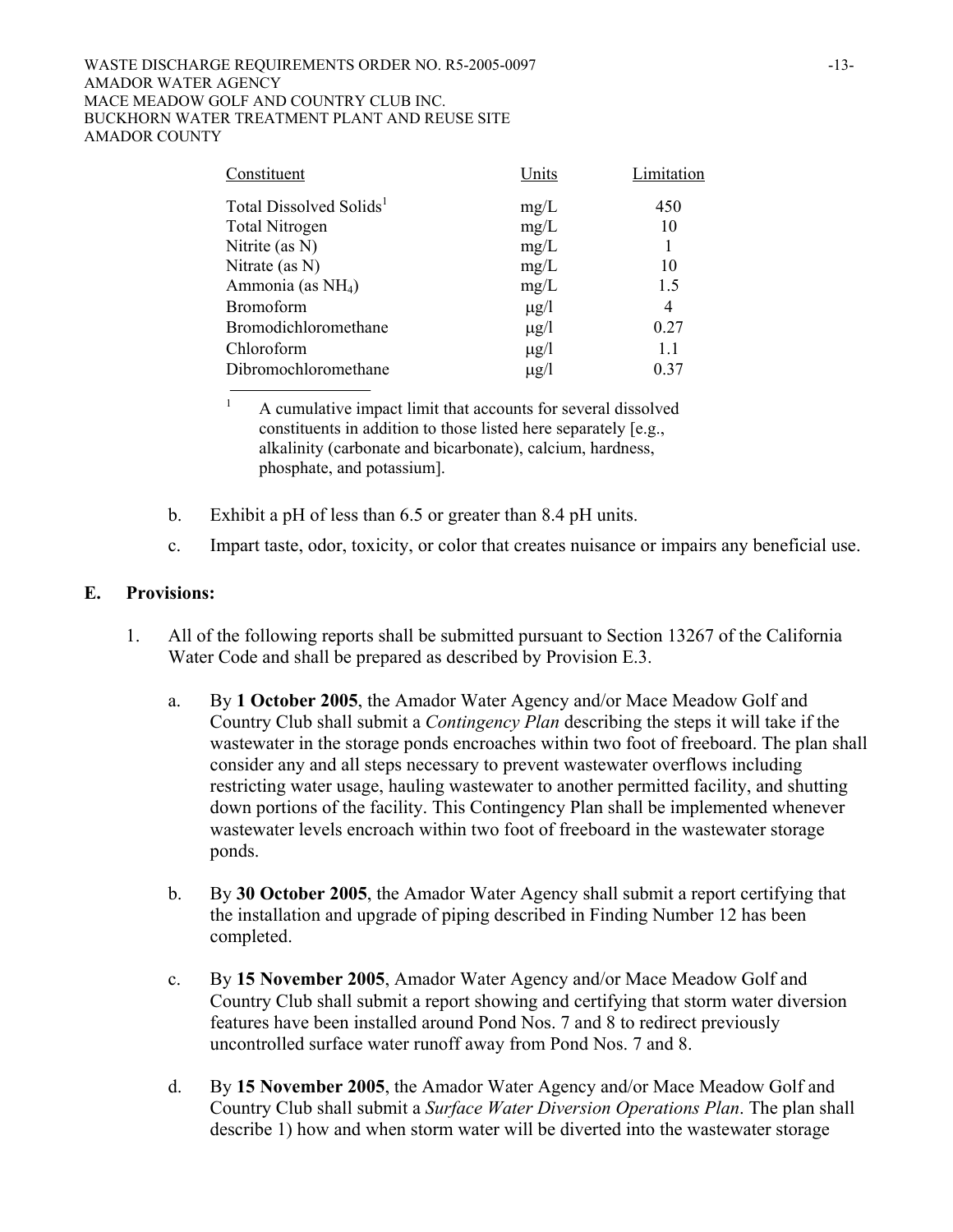| Constituent | Units | Limitation |
|---|---|---|
| Total Dissolved Solids[1] | mg/L | 450 |
| Total Nitrogen | mg/L | 10 |
| Nitrite (as N) | mg/L | 1 |
| Nitrate (as N) | mg/L | 10 |
| Ammonia (as $NH_4$) | mg/L | 1.5 |
| Bromoform | μg/l | 4 |
| Bromodichloromethane | μg/l | 0.27 |
| Chloroform | μg/l | 1.1 |
| Dibromochloromethane | μg/l | 0.37 |

[1] A cumulative impact limit that accounts for several dissolved constituents in addition to those listed here separately [e.g., alkalinity (carbonate and bicarbonate), calcium, hardness, phosphate, and potassium].

b. Exhibit a pH of less than 6.5 or greater than 8.4 pH units.

c. Impart taste, odor, toxicity, or color that creates nuisance or impairs any beneficial use.

## E. Provisions:

1. All of the following reports shall be submitted pursuant to Section 13267 of the California Water Code and shall be prepared as described by Provision E.3.

   a. By **1 October 2005**, the Amador Water Agency and/or Mace Meadow Golf and Country Club shall submit a *Contingency Plan* describing the steps it will take if the wastewater in the storage ponds encroaches within two foot of freeboard. The plan shall consider any and all steps necessary to prevent wastewater overflows including restricting water usage, hauling wastewater to another permitted facility, and shutting down portions of the facility. This Contingency Plan shall be implemented whenever wastewater levels encroach within two foot of freeboard in the wastewater storage ponds.

   b. By **30 October 2005**, the Amador Water Agency shall submit a report certifying that the installation and upgrade of piping described in Finding Number 12 has been completed.

   c. By **15 November 2005**, Amador Water Agency and/or Mace Meadow Golf and Country Club shall submit a report showing and certifying that storm water diversion features have been installed around Pond Nos. 7 and 8 to redirect previously uncontrolled surface water runoff away from Pond Nos. 7 and 8.

   d. By **15 November 2005**, the Amador Water Agency and/or Mace Meadow Golf and Country Club shall submit a *Surface Water Diversion Operations Plan*. The plan shall describe 1) how and when storm water will be diverted into the wastewater storage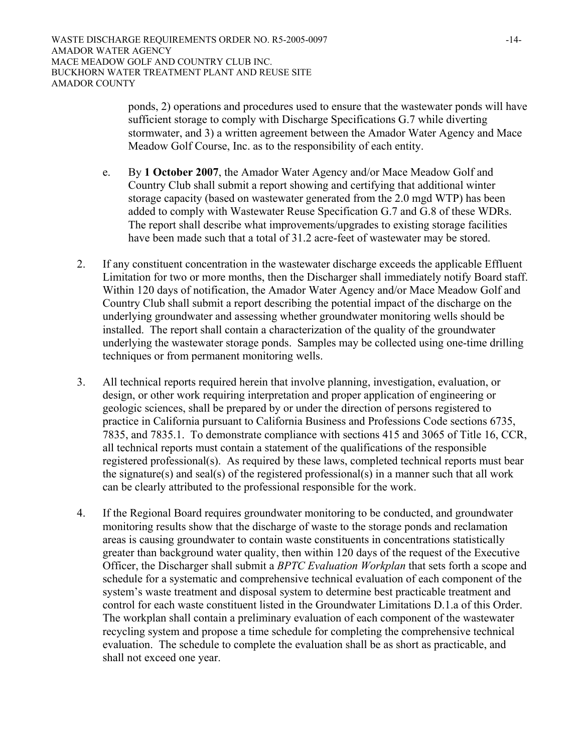ponds, 2) operations and procedures used to ensure that the wastewater ponds will have sufficient storage to comply with Discharge Specifications G.7 while diverting stormwater, and 3) a written agreement between the Amador Water Agency and Mace Meadow Golf Course, Inc. as to the responsibility of each entity.

e. By **1 October 2007**, the Amador Water Agency and/or Mace Meadow Golf and Country Club shall submit a report showing and certifying that additional winter storage capacity (based on wastewater generated from the 2.0 mgd WTP) has been added to comply with Wastewater Reuse Specification G.7 and G.8 of these WDRs. The report shall describe what improvements/upgrades to existing storage facilities have been made such that a total of 31.2 acre-feet of wastewater may be stored.

2. If any constituent concentration in the wastewater discharge exceeds the applicable Effluent Limitation for two or more months, then the Discharger shall immediately notify Board staff. Within 120 days of notification, the Amador Water Agency and/or Mace Meadow Golf and Country Club shall submit a report describing the potential impact of the discharge on the underlying groundwater and assessing whether groundwater monitoring wells should be installed. The report shall contain a characterization of the quality of the groundwater underlying the wastewater storage ponds. Samples may be collected using one-time drilling techniques or from permanent monitoring wells.

3. All technical reports required herein that involve planning, investigation, evaluation, or design, or other work requiring interpretation and proper application of engineering or geologic sciences, shall be prepared by or under the direction of persons registered to practice in California pursuant to California Business and Professions Code sections 6735, 7835, and 7835.1. To demonstrate compliance with sections 415 and 3065 of Title 16, CCR, all technical reports must contain a statement of the qualifications of the responsible registered professional(s). As required by these laws, completed technical reports must bear the signature(s) and seal(s) of the registered professional(s) in a manner such that all work can be clearly attributed to the professional responsible for the work.

4. If the Regional Board requires groundwater monitoring to be conducted, and groundwater monitoring results show that the discharge of waste to the storage ponds and reclamation areas is causing groundwater to contain waste constituents in concentrations statistically greater than background water quality, then within 120 days of the request of the Executive Officer, the Discharger shall submit a *BPTC Evaluation Workplan* that sets forth a scope and schedule for a systematic and comprehensive technical evaluation of each component of the system's waste treatment and disposal system to determine best practicable treatment and control for each waste constituent listed in the Groundwater Limitations D.1.a of this Order. The workplan shall contain a preliminary evaluation of each component of the wastewater recycling system and propose a time schedule for completing the comprehensive technical evaluation. The schedule to complete the evaluation shall be as short as practicable, and shall not exceed one year.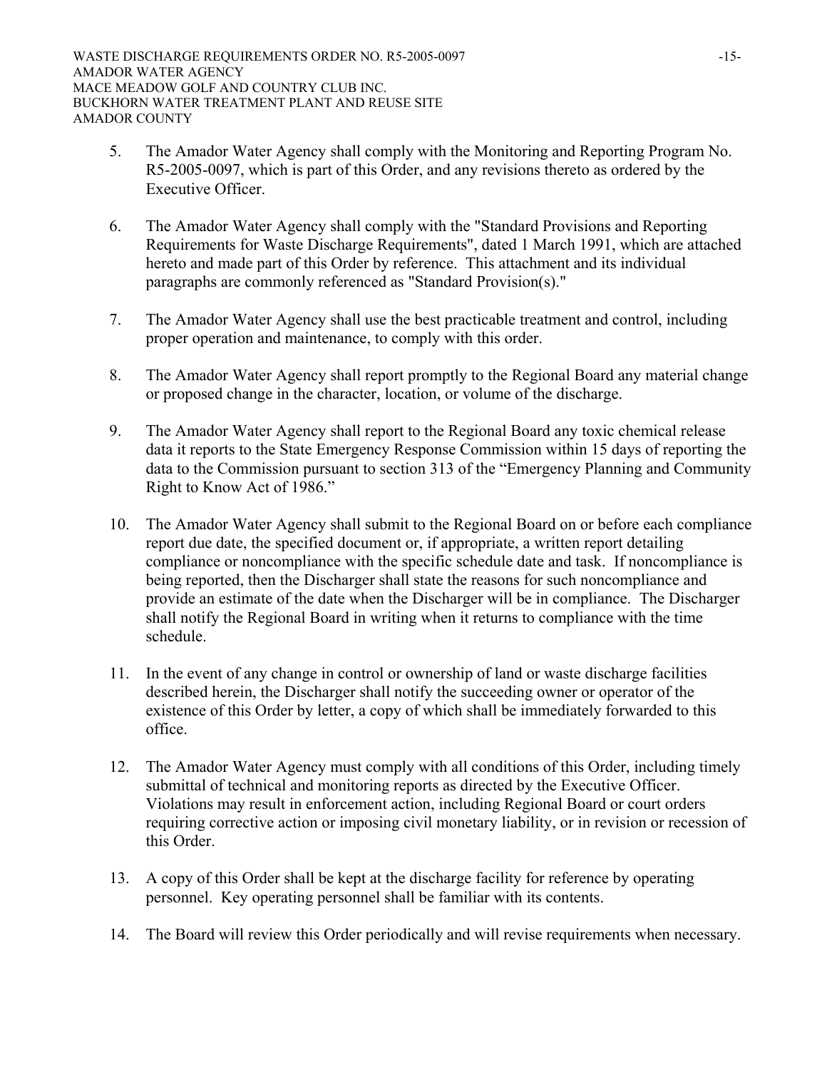5. The Amador Water Agency shall comply with the Monitoring and Reporting Program No. R5-2005-0097, which is part of this Order, and any revisions thereto as ordered by the Executive Officer.

6. The Amador Water Agency shall comply with the "Standard Provisions and Reporting Requirements for Waste Discharge Requirements", dated 1 March 1991, which are attached hereto and made part of this Order by reference. This attachment and its individual paragraphs are commonly referenced as "Standard Provision(s)."

7. The Amador Water Agency shall use the best practicable treatment and control, including proper operation and maintenance, to comply with this order.

8. The Amador Water Agency shall report promptly to the Regional Board any material change or proposed change in the character, location, or volume of the discharge.

9. The Amador Water Agency shall report to the Regional Board any toxic chemical release data it reports to the State Emergency Response Commission within 15 days of reporting the data to the Commission pursuant to section 313 of the "Emergency Planning and Community Right to Know Act of 1986."

10. The Amador Water Agency shall submit to the Regional Board on or before each compliance report due date, the specified document or, if appropriate, a written report detailing compliance or noncompliance with the specific schedule date and task. If noncompliance is being reported, then the Discharger shall state the reasons for such noncompliance and provide an estimate of the date when the Discharger will be in compliance. The Discharger shall notify the Regional Board in writing when it returns to compliance with the time schedule.

11. In the event of any change in control or ownership of land or waste discharge facilities described herein, the Discharger shall notify the succeeding owner or operator of the existence of this Order by letter, a copy of which shall be immediately forwarded to this office.

12. The Amador Water Agency must comply with all conditions of this Order, including timely submittal of technical and monitoring reports as directed by the Executive Officer. Violations may result in enforcement action, including Regional Board or court orders requiring corrective action or imposing civil monetary liability, or in revision or recession of this Order.

13. A copy of this Order shall be kept at the discharge facility for reference by operating personnel. Key operating personnel shall be familiar with its contents.

14. The Board will review this Order periodically and will revise requirements when necessary.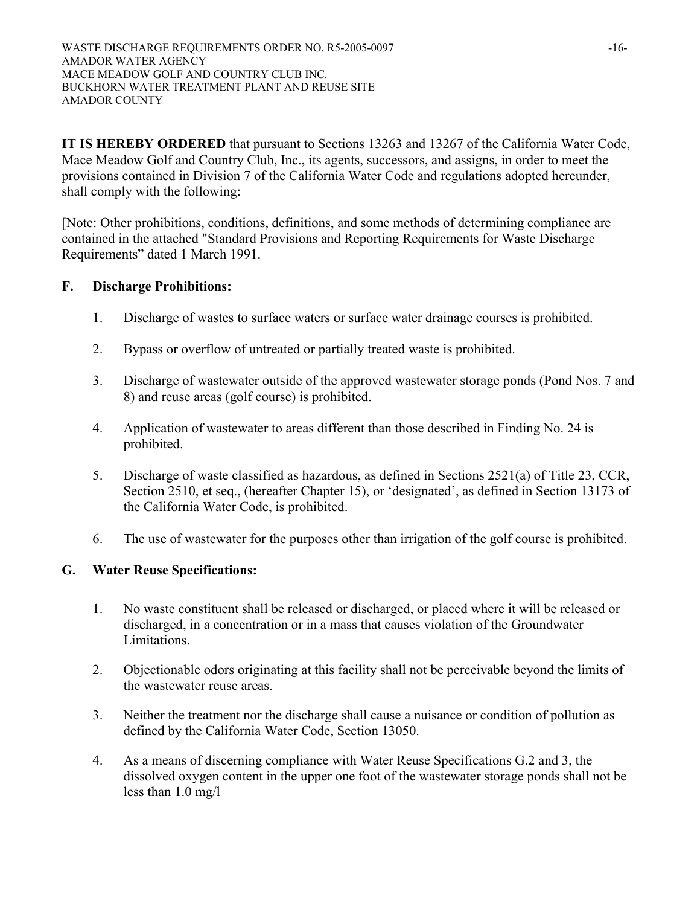**IT IS HEREBY ORDERED** that pursuant to Sections 13263 and 13267 of the California Water Code, Mace Meadow Golf and Country Club, Inc., its agents, successors, and assigns, in order to meet the provisions contained in Division 7 of the California Water Code and regulations adopted hereunder, shall comply with the following:

[Note: Other prohibitions, conditions, definitions, and some methods of determining compliance are contained in the attached "Standard Provisions and Reporting Requirements for Waste Discharge Requirements" dated 1 March 1991.

### F. Discharge Prohibitions:

1. Discharge of wastes to surface waters or surface water drainage courses is prohibited.

2. Bypass or overflow of untreated or partially treated waste is prohibited.

3. Discharge of wastewater outside of the approved wastewater storage ponds (Pond Nos. 7 and 8) and reuse areas (golf course) is prohibited.

4. Application of wastewater to areas different than those described in Finding No. 24 is prohibited.

5. Discharge of waste classified as hazardous, as defined in Sections 2521(a) of Title 23, CCR, Section 2510, et seq., (hereafter Chapter 15), or 'designated', as defined in Section 13173 of the California Water Code, is prohibited.

6. The use of wastewater for the purposes other than irrigation of the golf course is prohibited.

### G. Water Reuse Specifications:

1. No waste constituent shall be released or discharged, or placed where it will be released or discharged, in a concentration or in a mass that causes violation of the Groundwater Limitations.

2. Objectionable odors originating at this facility shall not be perceivable beyond the limits of the wastewater reuse areas.

3. Neither the treatment nor the discharge shall cause a nuisance or condition of pollution as defined by the California Water Code, Section 13050.

4. As a means of discerning compliance with Water Reuse Specifications G.2 and 3, the dissolved oxygen content in the upper one foot of the wastewater storage ponds shall not be less than 1.0 mg/l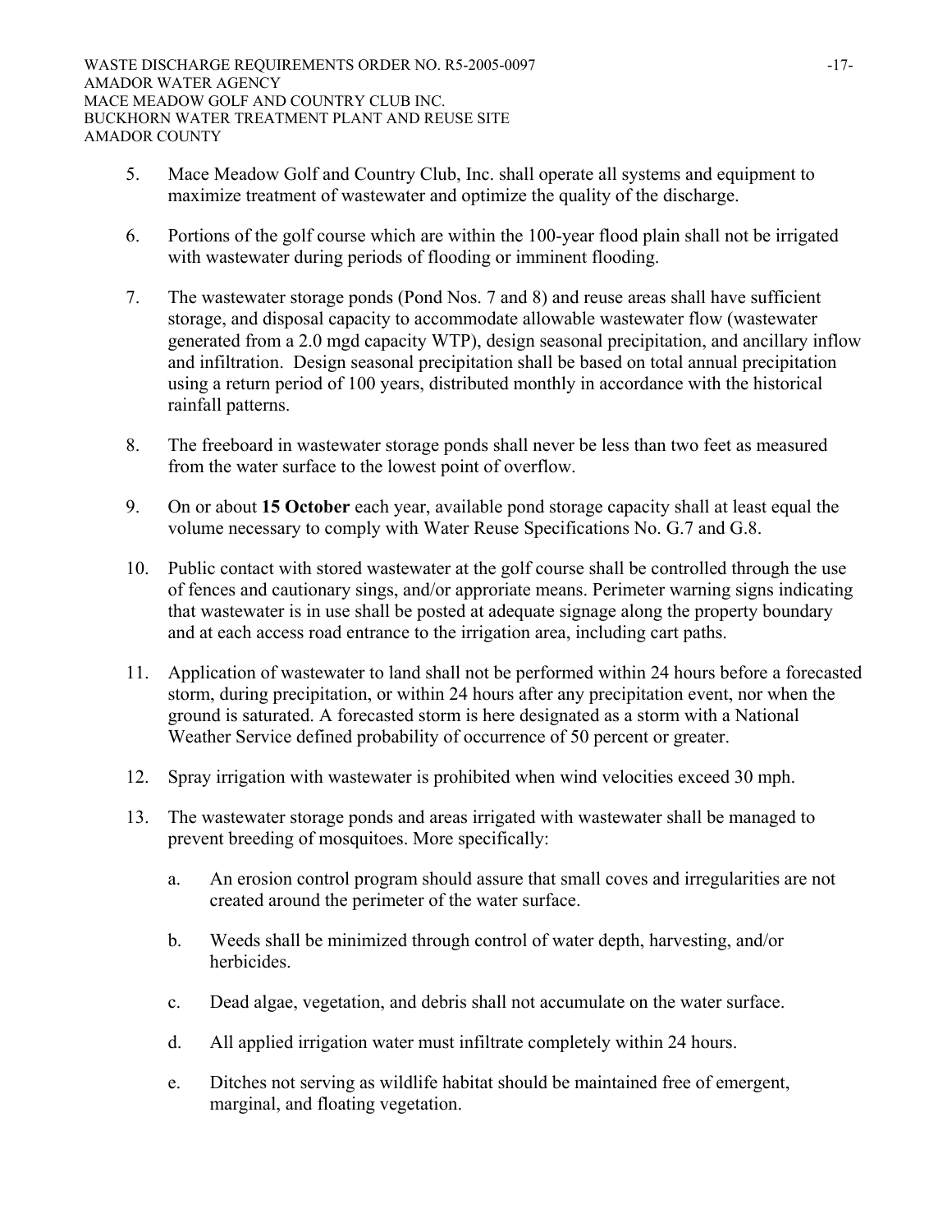5. Mace Meadow Golf and Country Club, Inc. shall operate all systems and equipment to maximize treatment of wastewater and optimize the quality of the discharge.

6. Portions of the golf course which are within the 100-year flood plain shall not be irrigated with wastewater during periods of flooding or imminent flooding.

7. The wastewater storage ponds (Pond Nos. 7 and 8) and reuse areas shall have sufficient storage, and disposal capacity to accommodate allowable wastewater flow (wastewater generated from a 2.0 mgd capacity WTP), design seasonal precipitation, and ancillary inflow and infiltration. Design seasonal precipitation shall be based on total annual precipitation using a return period of 100 years, distributed monthly in accordance with the historical rainfall patterns.

8. The freeboard in wastewater storage ponds shall never be less than two feet as measured from the water surface to the lowest point of overflow.

9. On or about **15 October** each year, available pond storage capacity shall at least equal the volume necessary to comply with Water Reuse Specifications No. G.7 and G.8.

10. Public contact with stored wastewater at the golf course shall be controlled through the use of fences and cautionary sings, and/or approriate means. Perimeter warning signs indicating that wastewater is in use shall be posted at adequate signage along the property boundary and at each access road entrance to the irrigation area, including cart paths.

11. Application of wastewater to land shall not be performed within 24 hours before a forecasted storm, during precipitation, or within 24 hours after any precipitation event, nor when the ground is saturated. A forecasted storm is here designated as a storm with a National Weather Service defined probability of occurrence of 50 percent or greater.

12. Spray irrigation with wastewater is prohibited when wind velocities exceed 30 mph.

13. The wastewater storage ponds and areas irrigated with wastewater shall be managed to prevent breeding of mosquitoes. More specifically:

    a. An erosion control program should assure that small coves and irregularities are not created around the perimeter of the water surface.

    b. Weeds shall be minimized through control of water depth, harvesting, and/or herbicides.

    c. Dead algae, vegetation, and debris shall not accumulate on the water surface.

    d. All applied irrigation water must infiltrate completely within 24 hours.

    e. Ditches not serving as wildlife habitat should be maintained free of emergent, marginal, and floating vegetation.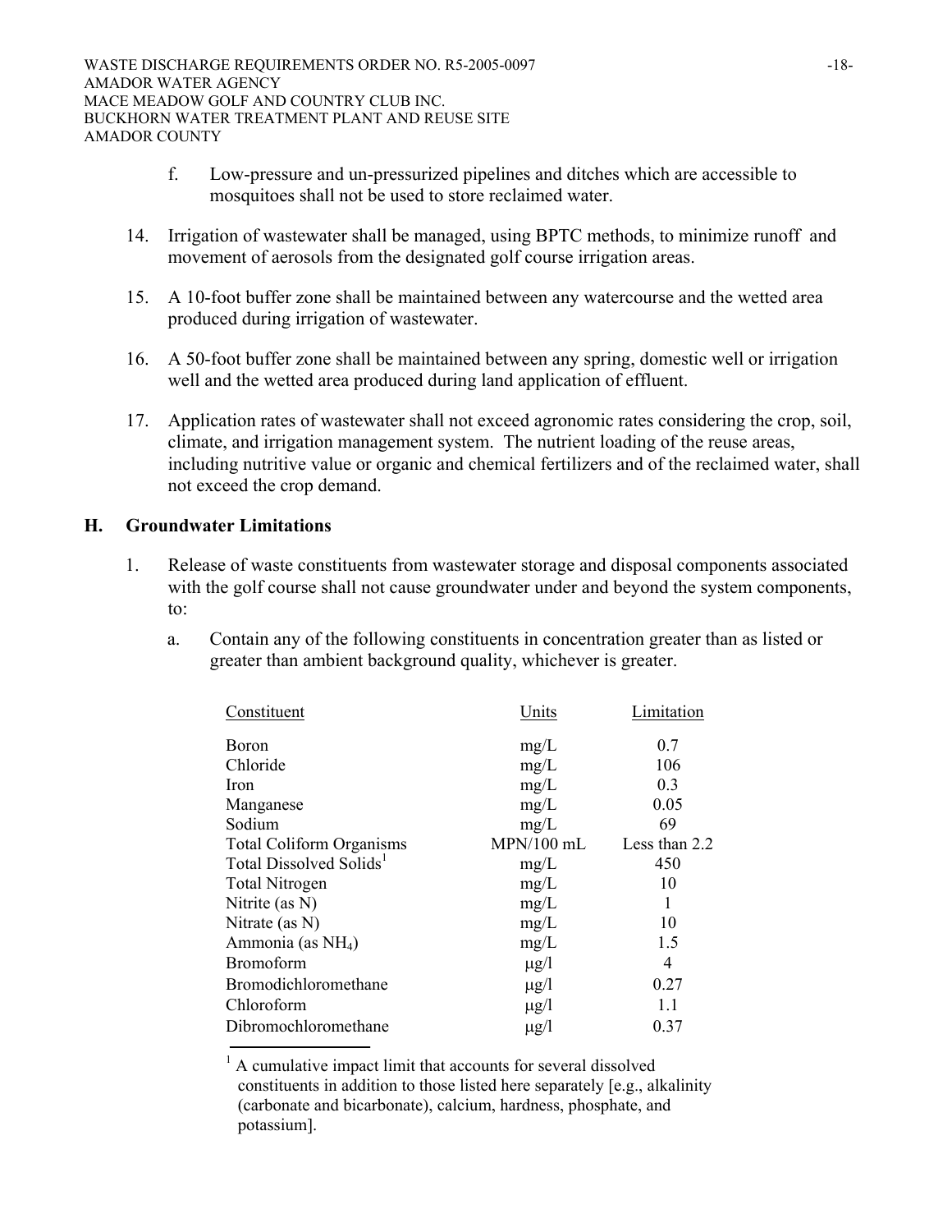f. Low-pressure and un-pressurized pipelines and ditches which are accessible to mosquitoes shall not be used to store reclaimed water.

14. Irrigation of wastewater shall be managed, using BPTC methods, to minimize runoff and movement of aerosols from the designated golf course irrigation areas.

15. A 10-foot buffer zone shall be maintained between any watercourse and the wetted area produced during irrigation of wastewater.

16. A 50-foot buffer zone shall be maintained between any spring, domestic well or irrigation well and the wetted area produced during land application of effluent.

17. Application rates of wastewater shall not exceed agronomic rates considering the crop, soil, climate, and irrigation management system. The nutrient loading of the reuse areas, including nutritive value or organic and chemical fertilizers and of the reclaimed water, shall not exceed the crop demand.

## H. Groundwater Limitations

1. Release of waste constituents from wastewater storage and disposal components associated with the golf course shall not cause groundwater under and beyond the system components, to:

   a. Contain any of the following constituents in concentration greater than as listed or greater than ambient background quality, whichever is greater.

| Constituent | Units | Limitation |
|---|---|---|
| Boron | mg/L | 0.7 |
| Chloride | mg/L | 106 |
| Iron | mg/L | 0.3 |
| Manganese | mg/L | 0.05 |
| Sodium | mg/L | 69 |
| Total Coliform Organisms | MPN/100 mL | Less than 2.2 |
| Total Dissolved Solids[1] | mg/L | 450 |
| Total Nitrogen | mg/L | 10 |
| Nitrite (as N) | mg/L | 1 |
| Nitrate (as N) | mg/L | 10 |
| Ammonia (as $NH_4$) | mg/L | 1.5 |
| Bromoform | μg/l | 4 |
| Bromodichloromethane | μg/l | 0.27 |
| Chloroform | μg/l | 1.1 |
| Dibromochloromethane | μg/l | 0.37 |

[1] A cumulative impact limit that accounts for several dissolved constituents in addition to those listed here separately [e.g., alkalinity (carbonate and bicarbonate), calcium, hardness, phosphate, and potassium].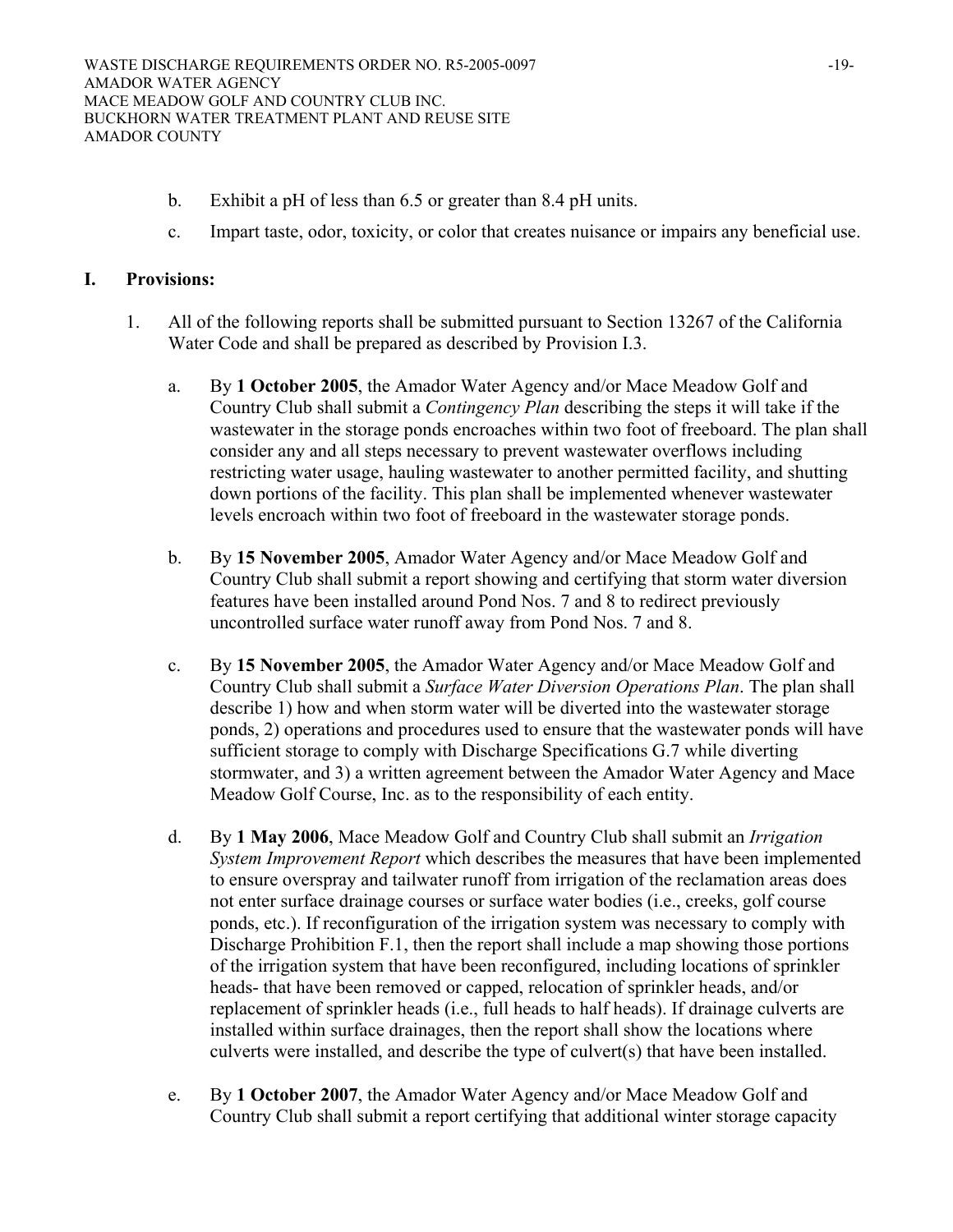b. Exhibit a pH of less than 6.5 or greater than 8.4 pH units.

c. Impart taste, odor, toxicity, or color that creates nuisance or impairs any beneficial use.

## I. Provisions:

1. All of the following reports shall be submitted pursuant to Section 13267 of the California Water Code and shall be prepared as described by Provision I.3.

   a. By **1 October 2005**, the Amador Water Agency and/or Mace Meadow Golf and Country Club shall submit a *Contingency Plan* describing the steps it will take if the wastewater in the storage ponds encroaches within two foot of freeboard. The plan shall consider any and all steps necessary to prevent wastewater overflows including restricting water usage, hauling wastewater to another permitted facility, and shutting down portions of the facility. This plan shall be implemented whenever wastewater levels encroach within two foot of freeboard in the wastewater storage ponds.

   b. By **15 November 2005**, Amador Water Agency and/or Mace Meadow Golf and Country Club shall submit a report showing and certifying that storm water diversion features have been installed around Pond Nos. 7 and 8 to redirect previously uncontrolled surface water runoff away from Pond Nos. 7 and 8.

   c. By **15 November 2005**, the Amador Water Agency and/or Mace Meadow Golf and Country Club shall submit a *Surface Water Diversion Operations Plan*. The plan shall describe 1) how and when storm water will be diverted into the wastewater storage ponds, 2) operations and procedures used to ensure that the wastewater ponds will have sufficient storage to comply with Discharge Specifications G.7 while diverting stormwater, and 3) a written agreement between the Amador Water Agency and Mace Meadow Golf Course, Inc. as to the responsibility of each entity.

   d. By **1 May 2006**, Mace Meadow Golf and Country Club shall submit an *Irrigation System Improvement Report* which describes the measures that have been implemented to ensure overspray and tailwater runoff from irrigation of the reclamation areas does not enter surface drainage courses or surface water bodies (i.e., creeks, golf course ponds, etc.). If reconfiguration of the irrigation system was necessary to comply with Discharge Prohibition F.1, then the report shall include a map showing those portions of the irrigation system that have been reconfigured, including locations of sprinkler heads- that have been removed or capped, relocation of sprinkler heads, and/or replacement of sprinkler heads (i.e., full heads to half heads). If drainage culverts are installed within surface drainages, then the report shall show the locations where culverts were installed, and describe the type of culvert(s) that have been installed.

   e. By **1 October 2007**, the Amador Water Agency and/or Mace Meadow Golf and Country Club shall submit a report certifying that additional winter storage capacity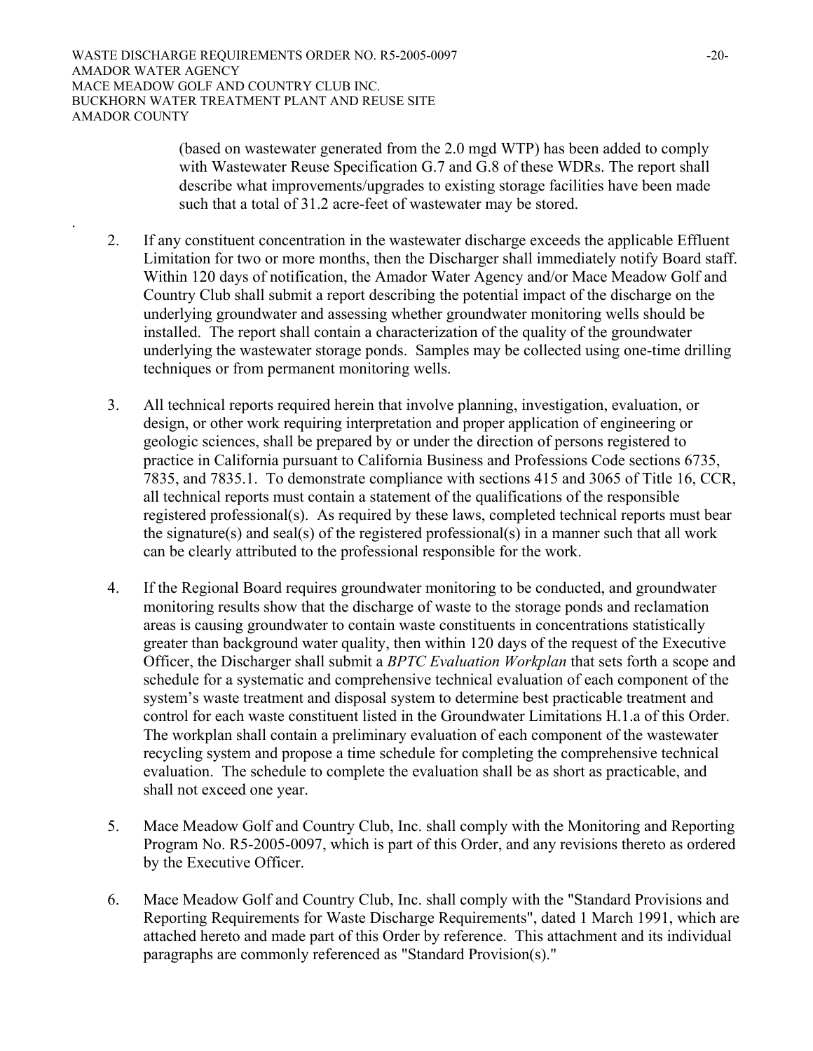(based on wastewater generated from the 2.0 mgd WTP) has been added to comply with Wastewater Reuse Specification G.7 and G.8 of these WDRs. The report shall describe what improvements/upgrades to existing storage facilities have been made such that a total of 31.2 acre-feet of wastewater may be stored.

2. If any constituent concentration in the wastewater discharge exceeds the applicable Effluent Limitation for two or more months, then the Discharger shall immediately notify Board staff. Within 120 days of notification, the Amador Water Agency and/or Mace Meadow Golf and Country Club shall submit a report describing the potential impact of the discharge on the underlying groundwater and assessing whether groundwater monitoring wells should be installed. The report shall contain a characterization of the quality of the groundwater underlying the wastewater storage ponds. Samples may be collected using one-time drilling techniques or from permanent monitoring wells.

3. All technical reports required herein that involve planning, investigation, evaluation, or design, or other work requiring interpretation and proper application of engineering or geologic sciences, shall be prepared by or under the direction of persons registered to practice in California pursuant to California Business and Professions Code sections 6735, 7835, and 7835.1. To demonstrate compliance with sections 415 and 3065 of Title 16, CCR, all technical reports must contain a statement of the qualifications of the responsible registered professional(s). As required by these laws, completed technical reports must bear the signature(s) and seal(s) of the registered professional(s) in a manner such that all work can be clearly attributed to the professional responsible for the work.

4. If the Regional Board requires groundwater monitoring to be conducted, and groundwater monitoring results show that the discharge of waste to the storage ponds and reclamation areas is causing groundwater to contain waste constituents in concentrations statistically greater than background water quality, then within 120 days of the request of the Executive Officer, the Discharger shall submit a *BPTC Evaluation Workplan* that sets forth a scope and schedule for a systematic and comprehensive technical evaluation of each component of the system's waste treatment and disposal system to determine best practicable treatment and control for each waste constituent listed in the Groundwater Limitations H.1.a of this Order. The workplan shall contain a preliminary evaluation of each component of the wastewater recycling system and propose a time schedule for completing the comprehensive technical evaluation. The schedule to complete the evaluation shall be as short as practicable, and shall not exceed one year.

5. Mace Meadow Golf and Country Club, Inc. shall comply with the Monitoring and Reporting Program No. R5-2005-0097, which is part of this Order, and any revisions thereto as ordered by the Executive Officer.

6. Mace Meadow Golf and Country Club, Inc. shall comply with the "Standard Provisions and Reporting Requirements for Waste Discharge Requirements", dated 1 March 1991, which are attached hereto and made part of this Order by reference. This attachment and its individual paragraphs are commonly referenced as "Standard Provision(s)."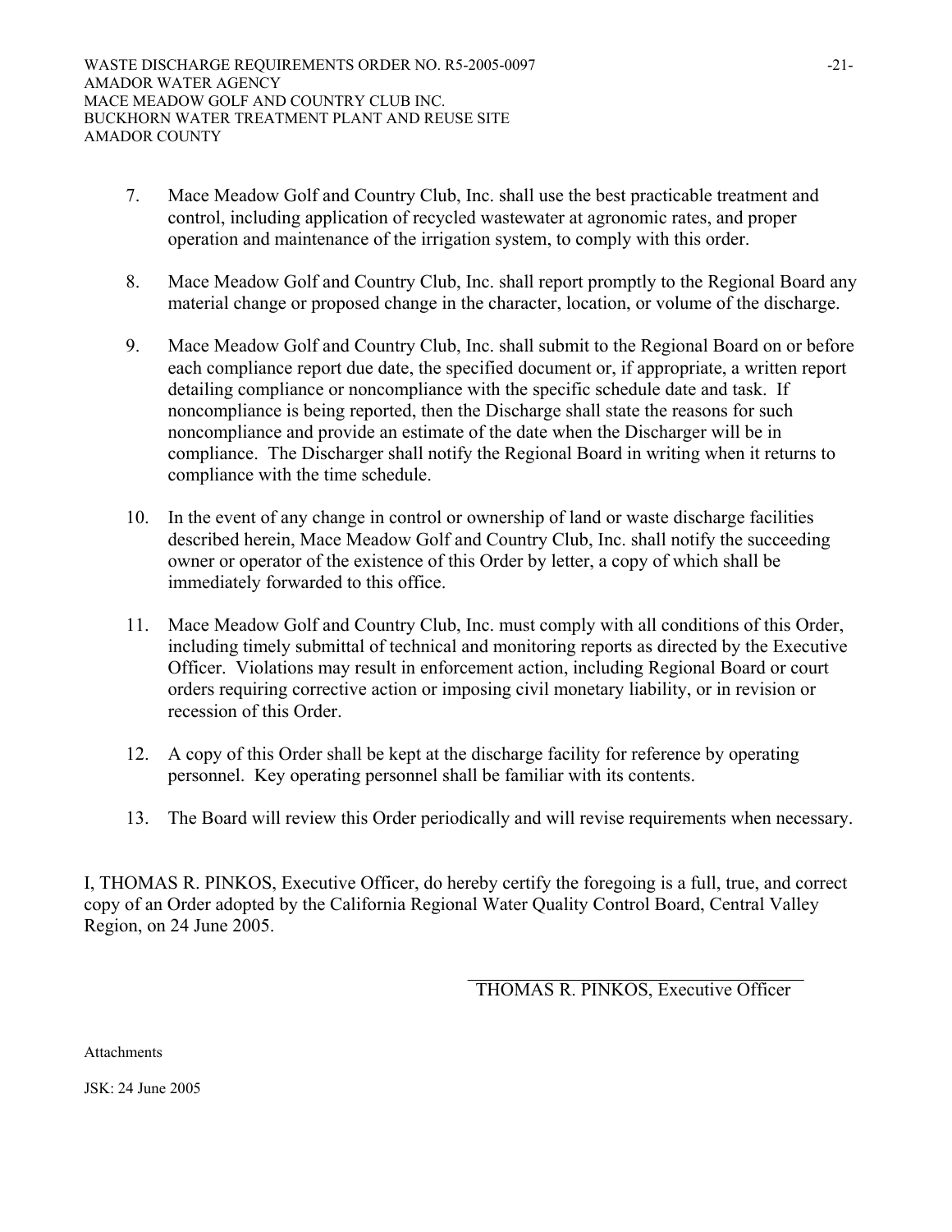7. Mace Meadow Golf and Country Club, Inc. shall use the best practicable treatment and control, including application of recycled wastewater at agronomic rates, and proper operation and maintenance of the irrigation system, to comply with this order.

8. Mace Meadow Golf and Country Club, Inc. shall report promptly to the Regional Board any material change or proposed change in the character, location, or volume of the discharge.

9. Mace Meadow Golf and Country Club, Inc. shall submit to the Regional Board on or before each compliance report due date, the specified document or, if appropriate, a written report detailing compliance or noncompliance with the specific schedule date and task. If noncompliance is being reported, then the Discharge shall state the reasons for such noncompliance and provide an estimate of the date when the Discharger will be in compliance. The Discharger shall notify the Regional Board in writing when it returns to compliance with the time schedule.

10. In the event of any change in control or ownership of land or waste discharge facilities described herein, Mace Meadow Golf and Country Club, Inc. shall notify the succeeding owner or operator of the existence of this Order by letter, a copy of which shall be immediately forwarded to this office.

11. Mace Meadow Golf and Country Club, Inc. must comply with all conditions of this Order, including timely submittal of technical and monitoring reports as directed by the Executive Officer. Violations may result in enforcement action, including Regional Board or court orders requiring corrective action or imposing civil monetary liability, or in revision or recession of this Order.

12. A copy of this Order shall be kept at the discharge facility for reference by operating personnel. Key operating personnel shall be familiar with its contents.

13. The Board will review this Order periodically and will revise requirements when necessary.

I, THOMAS R. PINKOS, Executive Officer, do hereby certify the foregoing is a full, true, and correct copy of an Order adopted by the California Regional Water Quality Control Board, Central Valley Region, on 24 June 2005.

\_\_\_\_\_\_\_\_\_\_\_\_\_\_\_\_\_\_\_\_\_\_\_\_\_\_\_\_\_\_\_\_\_\_

THOMAS R. PINKOS, Executive Officer

Attachments

JSK: 24 June 2005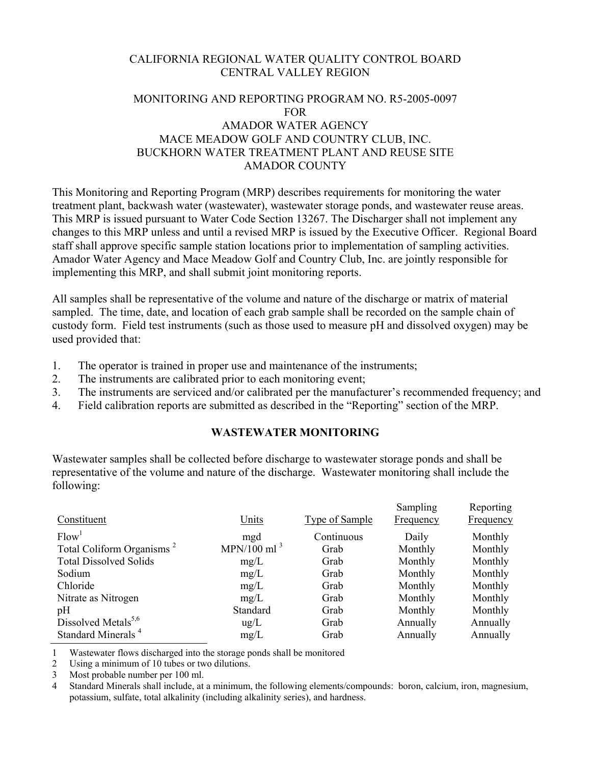CALIFORNIA REGIONAL WATER QUALITY CONTROL BOARD
CENTRAL VALLEY REGION

MONITORING AND REPORTING PROGRAM NO. R5-2005-0097
FOR
AMADOR WATER AGENCY
MACE MEADOW GOLF AND COUNTRY CLUB, INC.
BUCKHORN WATER TREATMENT PLANT AND REUSE SITE
AMADOR COUNTY

This Monitoring and Reporting Program (MRP) describes requirements for monitoring the water treatment plant, backwash water (wastewater), wastewater storage ponds, and wastewater reuse areas. This MRP is issued pursuant to Water Code Section 13267. The Discharger shall not implement any changes to this MRP unless and until a revised MRP is issued by the Executive Officer. Regional Board staff shall approve specific sample station locations prior to implementation of sampling activities. Amador Water Agency and Mace Meadow Golf and Country Club, Inc. are jointly responsible for implementing this MRP, and shall submit joint monitoring reports.

All samples shall be representative of the volume and nature of the discharge or matrix of material sampled. The time, date, and location of each grab sample shall be recorded on the sample chain of custody form. Field test instruments (such as those used to measure pH and dissolved oxygen) may be used provided that:

1. The operator is trained in proper use and maintenance of the instruments;
2. The instruments are calibrated prior to each monitoring event;
3. The instruments are serviced and/or calibrated per the manufacturer's recommended frequency; and
4. Field calibration reports are submitted as described in the "Reporting" section of the MRP.

## WASTEWATER MONITORING

Wastewater samples shall be collected before discharge to wastewater storage ponds and shall be representative of the volume and nature of the discharge. Wastewater monitoring shall include the following:

| Constituent | Units | Type of Sample | Sampling Frequency | Reporting Frequency |
|---|---|---|---|---|
| Flow[1] | mgd | Continuous | Daily | Monthly |
| Total Coliform Organisms [2] | MPN/100 ml [3] | Grab | Monthly | Monthly |
| Total Dissolved Solids | mg/L | Grab | Monthly | Monthly |
| Sodium | mg/L | Grab | Monthly | Monthly |
| Chloride | mg/L | Grab | Monthly | Monthly |
| Nitrate as Nitrogen | mg/L | Grab | Monthly | Monthly |
| pH | Standard | Grab | Monthly | Monthly |
| Dissolved Metals[5,6] | ug/L | Grab | Annually | Annually |
| Standard Minerals [4] | mg/L | Grab | Annually | Annually |

1 Wastewater flows discharged into the storage ponds shall be monitored

2 Using a minimum of 10 tubes or two dilutions.

3 Most probable number per 100 ml.

4 Standard Minerals shall include, at a minimum, the following elements/compounds: boron, calcium, iron, magnesium, potassium, sulfate, total alkalinity (including alkalinity series), and hardness.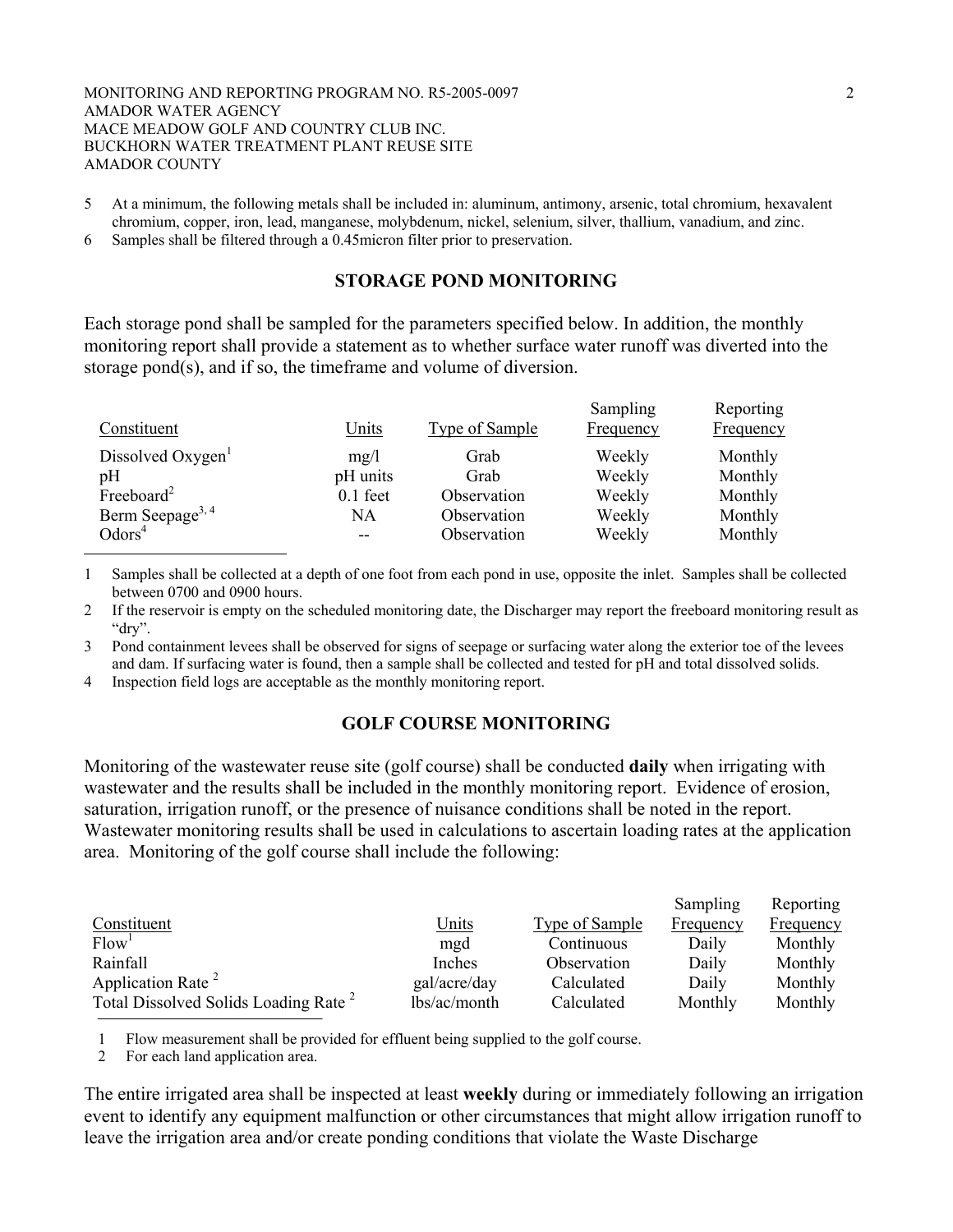5 At a minimum, the following metals shall be included in: aluminum, antimony, arsenic, total chromium, hexavalent chromium, copper, iron, lead, manganese, molybdenum, nickel, selenium, silver, thallium, vanadium, and zinc.

6 Samples shall be filtered through a 0.45micron filter prior to preservation.

## STORAGE POND MONITORING

Each storage pond shall be sampled for the parameters specified below. In addition, the monthly monitoring report shall provide a statement as to whether surface water runoff was diverted into the storage pond(s), and if so, the timeframe and volume of diversion.

| Constituent | Units | Type of Sample | Sampling Frequency | Reporting Frequency |
|---|---|---|---|---|
| Dissolved Oxygen[1] | mg/l | Grab | Weekly | Monthly |
| pH | pH units | Grab | Weekly | Monthly |
| Freeboard[2] | 0.1 feet | Observation | Weekly | Monthly |
| Berm Seepage[3, 4] | NA | Observation | Weekly | Monthly |
| Odors[4] | -- | Observation | Weekly | Monthly |

1 Samples shall be collected at a depth of one foot from each pond in use, opposite the inlet. Samples shall be collected between 0700 and 0900 hours.

2 If the reservoir is empty on the scheduled monitoring date, the Discharger may report the freeboard monitoring result as "dry".

3 Pond containment levees shall be observed for signs of seepage or surfacing water along the exterior toe of the levees and dam. If surfacing water is found, then a sample shall be collected and tested for pH and total dissolved solids.

4 Inspection field logs are acceptable as the monthly monitoring report.

## GOLF COURSE MONITORING

Monitoring of the wastewater reuse site (golf course) shall be conducted **daily** when irrigating with wastewater and the results shall be included in the monthly monitoring report. Evidence of erosion, saturation, irrigation runoff, or the presence of nuisance conditions shall be noted in the report. Wastewater monitoring results shall be used in calculations to ascertain loading rates at the application area. Monitoring of the golf course shall include the following:

| Constituent | Units | Type of Sample | Sampling Frequency | Reporting Frequency |
|---|---|---|---|---|
| Flow[1] | mgd | Continuous | Daily | Monthly |
| Rainfall | Inches | Observation | Daily | Monthly |
| Application Rate [2] | gal/acre/day | Calculated | Daily | Monthly |
| Total Dissolved Solids Loading Rate [2] | lbs/ac/month | Calculated | Monthly | Monthly |

1 Flow measurement shall be provided for effluent being supplied to the golf course.

2 For each land application area.

The entire irrigated area shall be inspected at least **weekly** during or immediately following an irrigation event to identify any equipment malfunction or other circumstances that might allow irrigation runoff to leave the irrigation area and/or create ponding conditions that violate the Waste Discharge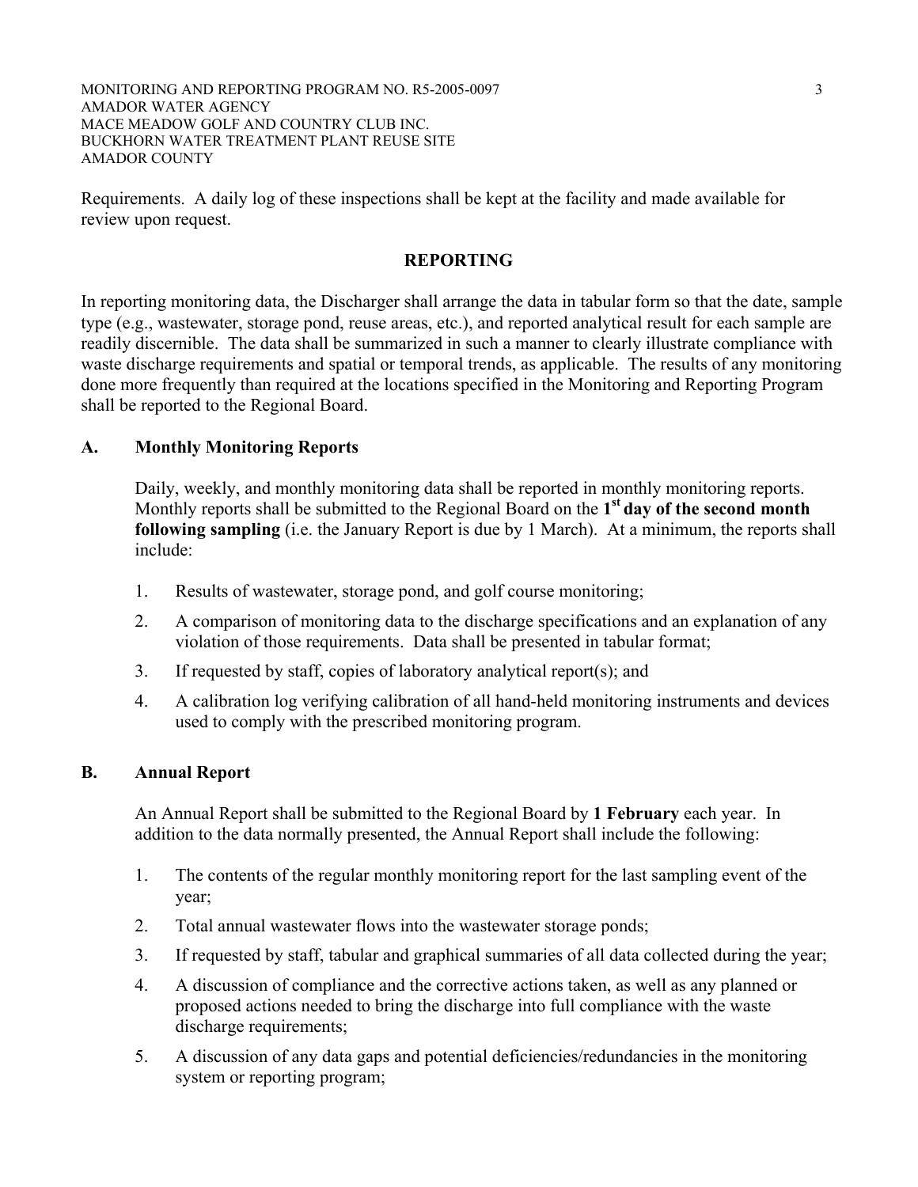Requirements. A daily log of these inspections shall be kept at the facility and made available for review upon request.

## REPORTING

In reporting monitoring data, the Discharger shall arrange the data in tabular form so that the date, sample type (e.g., wastewater, storage pond, reuse areas, etc.), and reported analytical result for each sample are readily discernible. The data shall be summarized in such a manner to clearly illustrate compliance with waste discharge requirements and spatial or temporal trends, as applicable. The results of any monitoring done more frequently than required at the locations specified in the Monitoring and Reporting Program shall be reported to the Regional Board.

### A. Monthly Monitoring Reports

Daily, weekly, and monthly monitoring data shall be reported in monthly monitoring reports. Monthly reports shall be submitted to the Regional Board on the **1st day of the second month following sampling** (i.e. the January Report is due by 1 March). At a minimum, the reports shall include:

1. Results of wastewater, storage pond, and golf course monitoring;
2. A comparison of monitoring data to the discharge specifications and an explanation of any violation of those requirements. Data shall be presented in tabular format;
3. If requested by staff, copies of laboratory analytical report(s); and
4. A calibration log verifying calibration of all hand-held monitoring instruments and devices used to comply with the prescribed monitoring program.

### B. Annual Report

An Annual Report shall be submitted to the Regional Board by **1 February** each year. In addition to the data normally presented, the Annual Report shall include the following:

1. The contents of the regular monthly monitoring report for the last sampling event of the year;
2. Total annual wastewater flows into the wastewater storage ponds;
3. If requested by staff, tabular and graphical summaries of all data collected during the year;
4. A discussion of compliance and the corrective actions taken, as well as any planned or proposed actions needed to bring the discharge into full compliance with the waste discharge requirements;
5. A discussion of any data gaps and potential deficiencies/redundancies in the monitoring system or reporting program;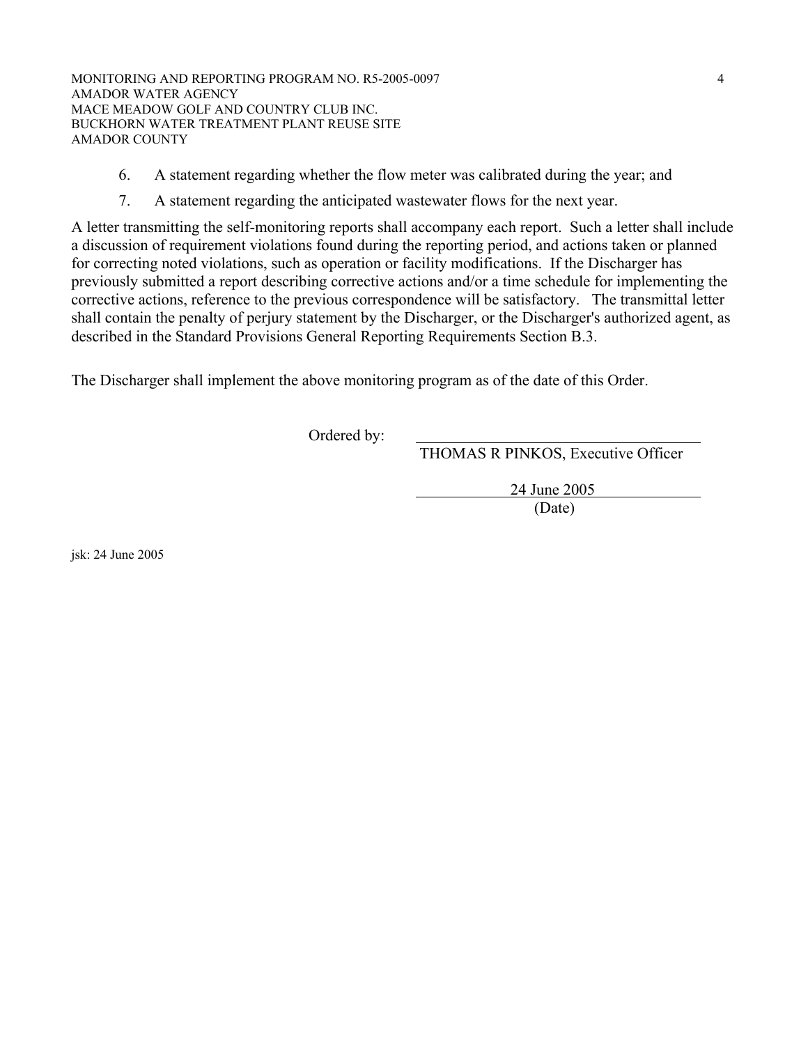6. A statement regarding whether the flow meter was calibrated during the year; and
7. A statement regarding the anticipated wastewater flows for the next year.

A letter transmitting the self-monitoring reports shall accompany each report. Such a letter shall include a discussion of requirement violations found during the reporting period, and actions taken or planned for correcting noted violations, such as operation or facility modifications. If the Discharger has previously submitted a report describing corrective actions and/or a time schedule for implementing the corrective actions, reference to the previous correspondence will be satisfactory. The transmittal letter shall contain the penalty of perjury statement by the Discharger, or the Discharger's authorized agent, as described in the Standard Provisions General Reporting Requirements Section B.3.

The Discharger shall implement the above monitoring program as of the date of this Order.

Ordered by: ______________________________
THOMAS R PINKOS, Executive Officer

24 June 2005
(Date)

jsk: 24 June 2005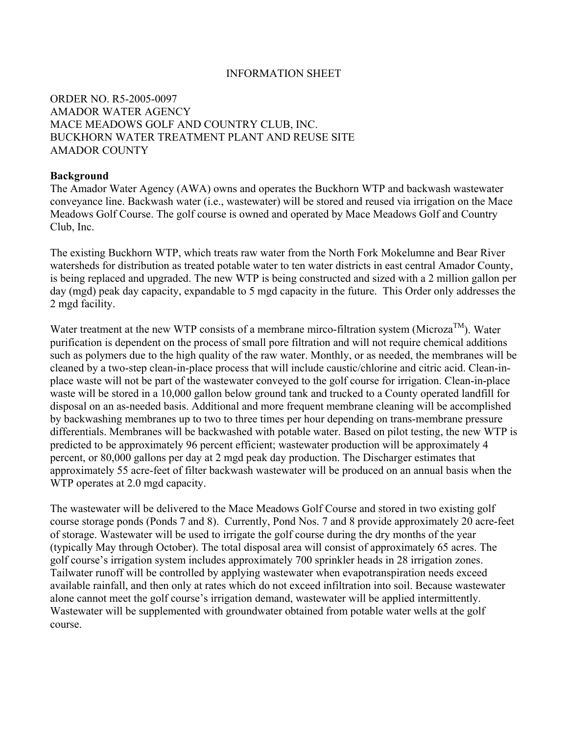INFORMATION SHEET

ORDER NO. R5-2005-0097
AMADOR WATER AGENCY
MACE MEADOWS GOLF AND COUNTRY CLUB, INC.
BUCKHORN WATER TREATMENT PLANT AND REUSE SITE
AMADOR COUNTY

**Background**

The Amador Water Agency (AWA) owns and operates the Buckhorn WTP and backwash wastewater conveyance line. Backwash water (i.e., wastewater) will be stored and reused via irrigation on the Mace Meadows Golf Course. The golf course is owned and operated by Mace Meadows Golf and Country Club, Inc.

The existing Buckhorn WTP, which treats raw water from the North Fork Mokelumne and Bear River watersheds for distribution as treated potable water to ten water districts in east central Amador County, is being replaced and upgraded. The new WTP is being constructed and sized with a 2 million gallon per day (mgd) peak day capacity, expandable to 5 mgd capacity in the future. This Order only addresses the 2 mgd facility.

Water treatment at the new WTP consists of a membrane mirco-filtration system (Microza$^{TM}$). Water purification is dependent on the process of small pore filtration and will not require chemical additions such as polymers due to the high quality of the raw water. Monthly, or as needed, the membranes will be cleaned by a two-step clean-in-place process that will include caustic/chlorine and citric acid. Clean-in-place waste will not be part of the wastewater conveyed to the golf course for irrigation. Clean-in-place waste will be stored in a 10,000 gallon below ground tank and trucked to a County operated landfill for disposal on an as-needed basis. Additional and more frequent membrane cleaning will be accomplished by backwashing membranes up to two to three times per hour depending on trans-membrane pressure differentials. Membranes will be backwashed with potable water. Based on pilot testing, the new WTP is predicted to be approximately 96 percent efficient; wastewater production will be approximately 4 percent, or 80,000 gallons per day at 2 mgd peak day production. The Discharger estimates that approximately 55 acre-feet of filter backwash wastewater will be produced on an annual basis when the WTP operates at 2.0 mgd capacity.

The wastewater will be delivered to the Mace Meadows Golf Course and stored in two existing golf course storage ponds (Ponds 7 and 8). Currently, Pond Nos. 7 and 8 provide approximately 20 acre-feet of storage. Wastewater will be used to irrigate the golf course during the dry months of the year (typically May through October). The total disposal area will consist of approximately 65 acres. The golf course's irrigation system includes approximately 700 sprinkler heads in 28 irrigation zones. Tailwater runoff will be controlled by applying wastewater when evapotranspiration needs exceed available rainfall, and then only at rates which do not exceed infiltration into soil. Because wastewater alone cannot meet the golf course's irrigation demand, wastewater will be applied intermittently. Wastewater will be supplemented with groundwater obtained from potable water wells at the golf course.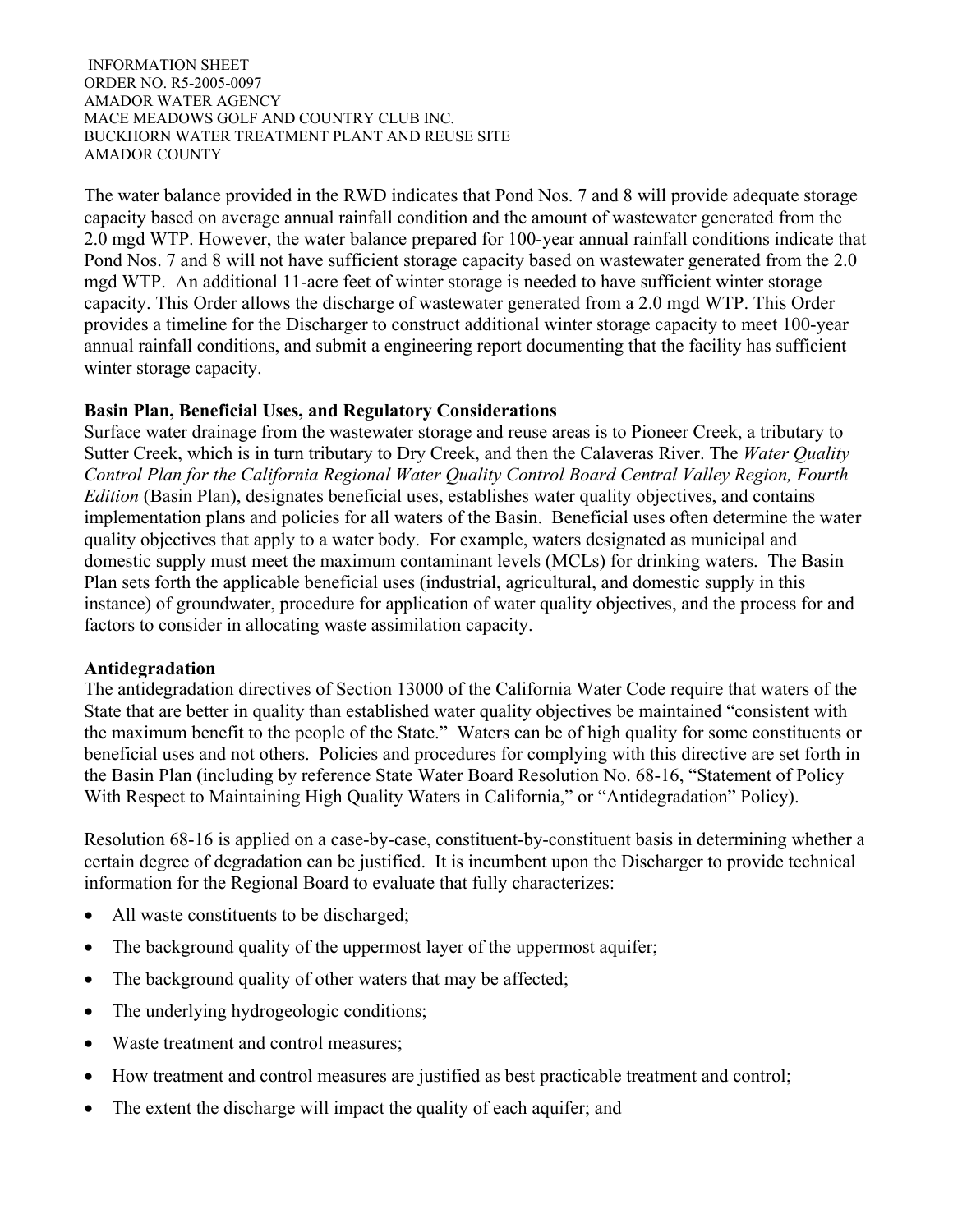The water balance provided in the RWD indicates that Pond Nos. 7 and 8 will provide adequate storage capacity based on average annual rainfall condition and the amount of wastewater generated from the 2.0 mgd WTP. However, the water balance prepared for 100-year annual rainfall conditions indicate that Pond Nos. 7 and 8 will not have sufficient storage capacity based on wastewater generated from the 2.0 mgd WTP. An additional 11-acre feet of winter storage is needed to have sufficient winter storage capacity. This Order allows the discharge of wastewater generated from a 2.0 mgd WTP. This Order provides a timeline for the Discharger to construct additional winter storage capacity to meet 100-year annual rainfall conditions, and submit a engineering report documenting that the facility has sufficient winter storage capacity.

**Basin Plan, Beneficial Uses, and Regulatory Considerations**

Surface water drainage from the wastewater storage and reuse areas is to Pioneer Creek, a tributary to Sutter Creek, which is in turn tributary to Dry Creek, and then the Calaveras River. The *Water Quality Control Plan for the California Regional Water Quality Control Board Central Valley Region, Fourth Edition* (Basin Plan), designates beneficial uses, establishes water quality objectives, and contains implementation plans and policies for all waters of the Basin. Beneficial uses often determine the water quality objectives that apply to a water body. For example, waters designated as municipal and domestic supply must meet the maximum contaminant levels (MCLs) for drinking waters. The Basin Plan sets forth the applicable beneficial uses (industrial, agricultural, and domestic supply in this instance) of groundwater, procedure for application of water quality objectives, and the process for and factors to consider in allocating waste assimilation capacity.

**Antidegradation**

The antidegradation directives of Section 13000 of the California Water Code require that waters of the State that are better in quality than established water quality objectives be maintained "consistent with the maximum benefit to the people of the State." Waters can be of high quality for some constituents or beneficial uses and not others. Policies and procedures for complying with this directive are set forth in the Basin Plan (including by reference State Water Board Resolution No. 68-16, "Statement of Policy With Respect to Maintaining High Quality Waters in California," or "Antidegradation" Policy).

Resolution 68-16 is applied on a case-by-case, constituent-by-constituent basis in determining whether a certain degree of degradation can be justified. It is incumbent upon the Discharger to provide technical information for the Regional Board to evaluate that fully characterizes:

- All waste constituents to be discharged;
- The background quality of the uppermost layer of the uppermost aquifer;
- The background quality of other waters that may be affected;
- The underlying hydrogeologic conditions;
- Waste treatment and control measures;
- How treatment and control measures are justified as best practicable treatment and control;
- The extent the discharge will impact the quality of each aquifer; and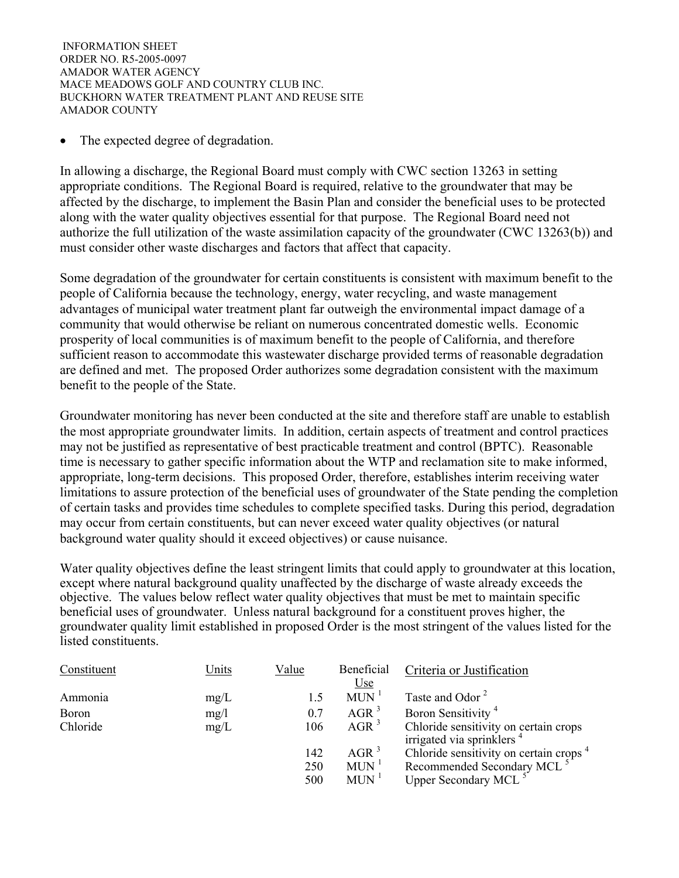- The expected degree of degradation.

In allowing a discharge, the Regional Board must comply with CWC section 13263 in setting appropriate conditions. The Regional Board is required, relative to the groundwater that may be affected by the discharge, to implement the Basin Plan and consider the beneficial uses to be protected along with the water quality objectives essential for that purpose. The Regional Board need not authorize the full utilization of the waste assimilation capacity of the groundwater (CWC 13263(b)) and must consider other waste discharges and factors that affect that capacity.

Some degradation of the groundwater for certain constituents is consistent with maximum benefit to the people of California because the technology, energy, water recycling, and waste management advantages of municipal water treatment plant far outweigh the environmental impact damage of a community that would otherwise be reliant on numerous concentrated domestic wells. Economic prosperity of local communities is of maximum benefit to the people of California, and therefore sufficient reason to accommodate this wastewater discharge provided terms of reasonable degradation are defined and met. The proposed Order authorizes some degradation consistent with the maximum benefit to the people of the State.

Groundwater monitoring has never been conducted at the site and therefore staff are unable to establish the most appropriate groundwater limits. In addition, certain aspects of treatment and control practices may not be justified as representative of best practicable treatment and control (BPTC). Reasonable time is necessary to gather specific information about the WTP and reclamation site to make informed, appropriate, long-term decisions. This proposed Order, therefore, establishes interim receiving water limitations to assure protection of the beneficial uses of groundwater of the State pending the completion of certain tasks and provides time schedules to complete specified tasks. During this period, degradation may occur from certain constituents, but can never exceed water quality objectives (or natural background water quality should it exceed objectives) or cause nuisance.

Water quality objectives define the least stringent limits that could apply to groundwater at this location, except where natural background quality unaffected by the discharge of waste already exceeds the objective. The values below reflect water quality objectives that must be met to maintain specific beneficial uses of groundwater. Unless natural background for a constituent proves higher, the groundwater quality limit established in proposed Order is the most stringent of the values listed for the listed constituents.

| Constituent | Units | Value | Beneficial Use | Criteria or Justification |
|---|---|---|---|---|
| Ammonia | mg/L | 1.5 | MUN [1] | Taste and Odor [2] |
| Boron | mg/l | 0.7 | AGR [3] | Boron Sensitivity [4] |
| Chloride | mg/L | 106 | AGR [3] | Chloride sensitivity on certain crops irrigated via sprinklers [4] |
| | | 142 | AGR [3] | Chloride sensitivity on certain crops [4] |
| | | 250 | MUN [1] | Recommended Secondary MCL [5] |
| | | 500 | MUN [1] | Upper Secondary MCL [5] |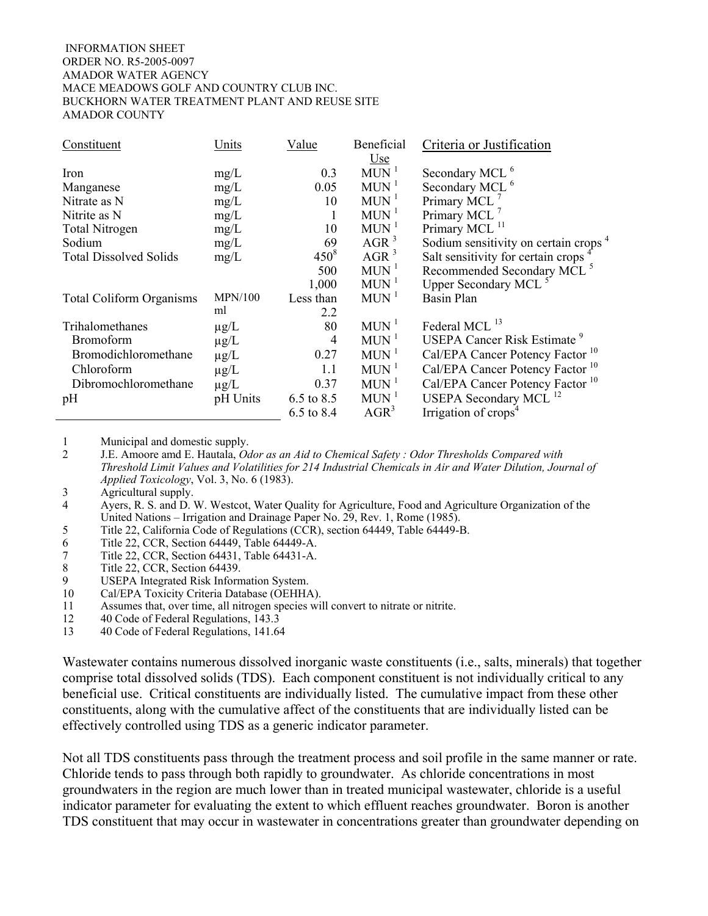INFORMATION SHEET
ORDER NO. R5-2005-0097
AMADOR WATER AGENCY
MACE MEADOWS GOLF AND COUNTRY CLUB INC.
BUCKHORN WATER TREATMENT PLANT AND REUSE SITE
AMADOR COUNTY

| Constituent | Units | Value | Beneficial Use | Criteria or Justification |
|---|---|---|---|---|
| Iron | mg/L | 0.3 | MUN [1] | Secondary MCL [6] |
| Manganese | mg/L | 0.05 | MUN [1] | Secondary MCL [6] |
| Nitrate as N | mg/L | 10 | MUN [1] | Primary MCL [7] |
| Nitrite as N | mg/L | 1 | MUN [1] | Primary MCL [7] |
| Total Nitrogen | mg/L | 10 | MUN [1] | Primary MCL [11] |
| Sodium | mg/L | 69 | AGR [3] | Sodium sensitivity on certain crops [4] |
| Total Dissolved Solids | mg/L | 450[8] | AGR [3] | Salt sensitivity for certain crops [4] |
| | | 500 | MUN [1] | Recommended Secondary MCL [5] |
| | | 1,000 | MUN [1] | Upper Secondary MCL [5] |
| Total Coliform Organisms | MPN/100 ml | Less than 2.2 | MUN [1] | Basin Plan |
| Trihalomethanes | µg/L | 80 | MUN [1] | Federal MCL [13] |
| Bromoform | µg/L | 4 | MUN [1] | USEPA Cancer Risk Estimate [9] |
| Bromodichloromethane | µg/L | 0.27 | MUN [1] | Cal/EPA Cancer Potency Factor [10] |
| Chloroform | µg/L | 1.1 | MUN [1] | Cal/EPA Cancer Potency Factor [10] |
| Dibromochloromethane | µg/L | 0.37 | MUN [1] | Cal/EPA Cancer Potency Factor [10] |
| pH | pH Units | 6.5 to 8.5 | MUN [1] | USEPA Secondary MCL [12] |
| | | 6.5 to 8.4 | AGR[3] | Irrigation of crops[4] |

1 Municipal and domestic supply.
2 J.E. Amoore amd E. Hautala, *Odor as an Aid to Chemical Safety : Odor Thresholds Compared with Threshold Limit Values and Volatilities for 214 Industrial Chemicals in Air and Water Dilution, Journal of Applied Toxicology*, Vol. 3, No. 6 (1983).
3 Agricultural supply.
4 Ayers, R. S. and D. W. Westcot, Water Quality for Agriculture, Food and Agriculture Organization of the United Nations – Irrigation and Drainage Paper No. 29, Rev. 1, Rome (1985).
5 Title 22, California Code of Regulations (CCR), section 64449, Table 64449-B.
6 Title 22, CCR, Section 64449, Table 64449-A.
7 Title 22, CCR, Section 64431, Table 64431-A.
8 Title 22, CCR, Section 64439.
9 USEPA Integrated Risk Information System.
10 Cal/EPA Toxicity Criteria Database (OEHHA).
11 Assumes that, over time, all nitrogen species will convert to nitrate or nitrite.
12 40 Code of Federal Regulations, 143.3
13 40 Code of Federal Regulations, 141.64

Wastewater contains numerous dissolved inorganic waste constituents (i.e., salts, minerals) that together comprise total dissolved solids (TDS). Each component constituent is not individually critical to any beneficial use. Critical constituents are individually listed. The cumulative impact from these other constituents, along with the cumulative affect of the constituents that are individually listed can be effectively controlled using TDS as a generic indicator parameter.

Not all TDS constituents pass through the treatment process and soil profile in the same manner or rate. Chloride tends to pass through both rapidly to groundwater. As chloride concentrations in most groundwaters in the region are much lower than in treated municipal wastewater, chloride is a useful indicator parameter for evaluating the extent to which effluent reaches groundwater. Boron is another TDS constituent that may occur in wastewater in concentrations greater than groundwater depending on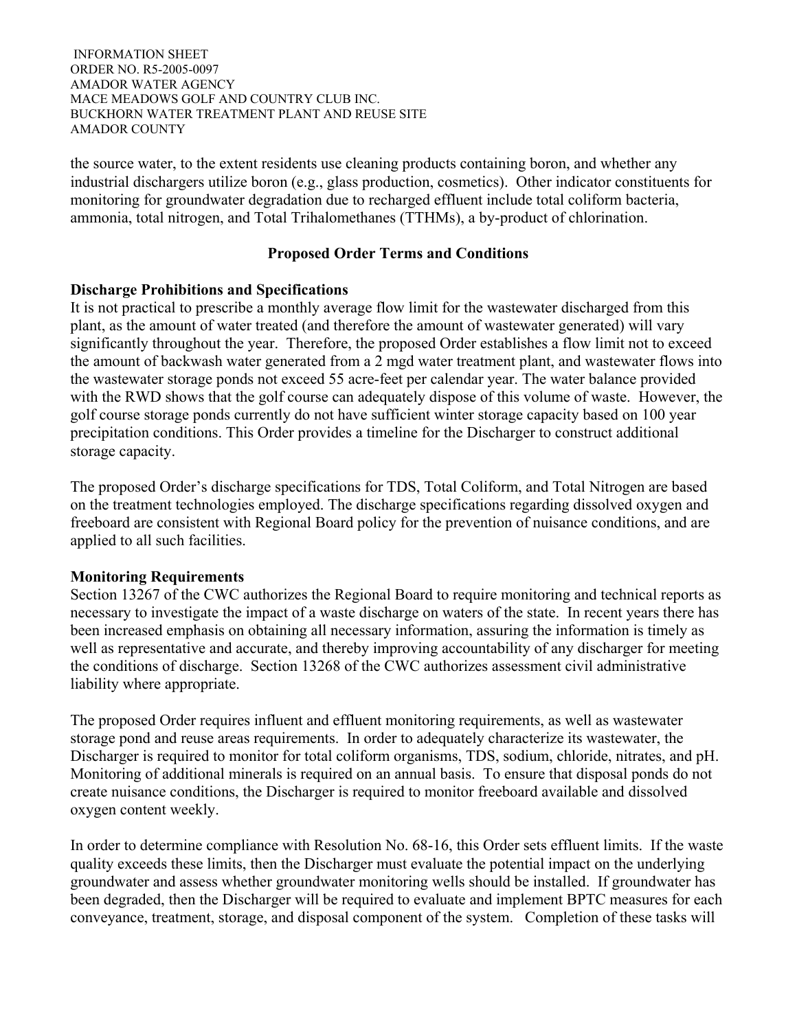the source water, to the extent residents use cleaning products containing boron, and whether any industrial dischargers utilize boron (e.g., glass production, cosmetics). Other indicator constituents for monitoring for groundwater degradation due to recharged effluent include total coliform bacteria, ammonia, total nitrogen, and Total Trihalomethanes (TTHMs), a by-product of chlorination.

## Proposed Order Terms and Conditions

### Discharge Prohibitions and Specifications

It is not practical to prescribe a monthly average flow limit for the wastewater discharged from this plant, as the amount of water treated (and therefore the amount of wastewater generated) will vary significantly throughout the year. Therefore, the proposed Order establishes a flow limit not to exceed the amount of backwash water generated from a 2 mgd water treatment plant, and wastewater flows into the wastewater storage ponds not exceed 55 acre-feet per calendar year. The water balance provided with the RWD shows that the golf course can adequately dispose of this volume of waste. However, the golf course storage ponds currently do not have sufficient winter storage capacity based on 100 year precipitation conditions. This Order provides a timeline for the Discharger to construct additional storage capacity.

The proposed Order's discharge specifications for TDS, Total Coliform, and Total Nitrogen are based on the treatment technologies employed. The discharge specifications regarding dissolved oxygen and freeboard are consistent with Regional Board policy for the prevention of nuisance conditions, and are applied to all such facilities.

### Monitoring Requirements

Section 13267 of the CWC authorizes the Regional Board to require monitoring and technical reports as necessary to investigate the impact of a waste discharge on waters of the state. In recent years there has been increased emphasis on obtaining all necessary information, assuring the information is timely as well as representative and accurate, and thereby improving accountability of any discharger for meeting the conditions of discharge. Section 13268 of the CWC authorizes assessment civil administrative liability where appropriate.

The proposed Order requires influent and effluent monitoring requirements, as well as wastewater storage pond and reuse areas requirements. In order to adequately characterize its wastewater, the Discharger is required to monitor for total coliform organisms, TDS, sodium, chloride, nitrates, and pH. Monitoring of additional minerals is required on an annual basis. To ensure that disposal ponds do not create nuisance conditions, the Discharger is required to monitor freeboard available and dissolved oxygen content weekly.

In order to determine compliance with Resolution No. 68-16, this Order sets effluent limits. If the waste quality exceeds these limits, then the Discharger must evaluate the potential impact on the underlying groundwater and assess whether groundwater monitoring wells should be installed. If groundwater has been degraded, then the Discharger will be required to evaluate and implement BPTC measures for each conveyance, treatment, storage, and disposal component of the system. Completion of these tasks will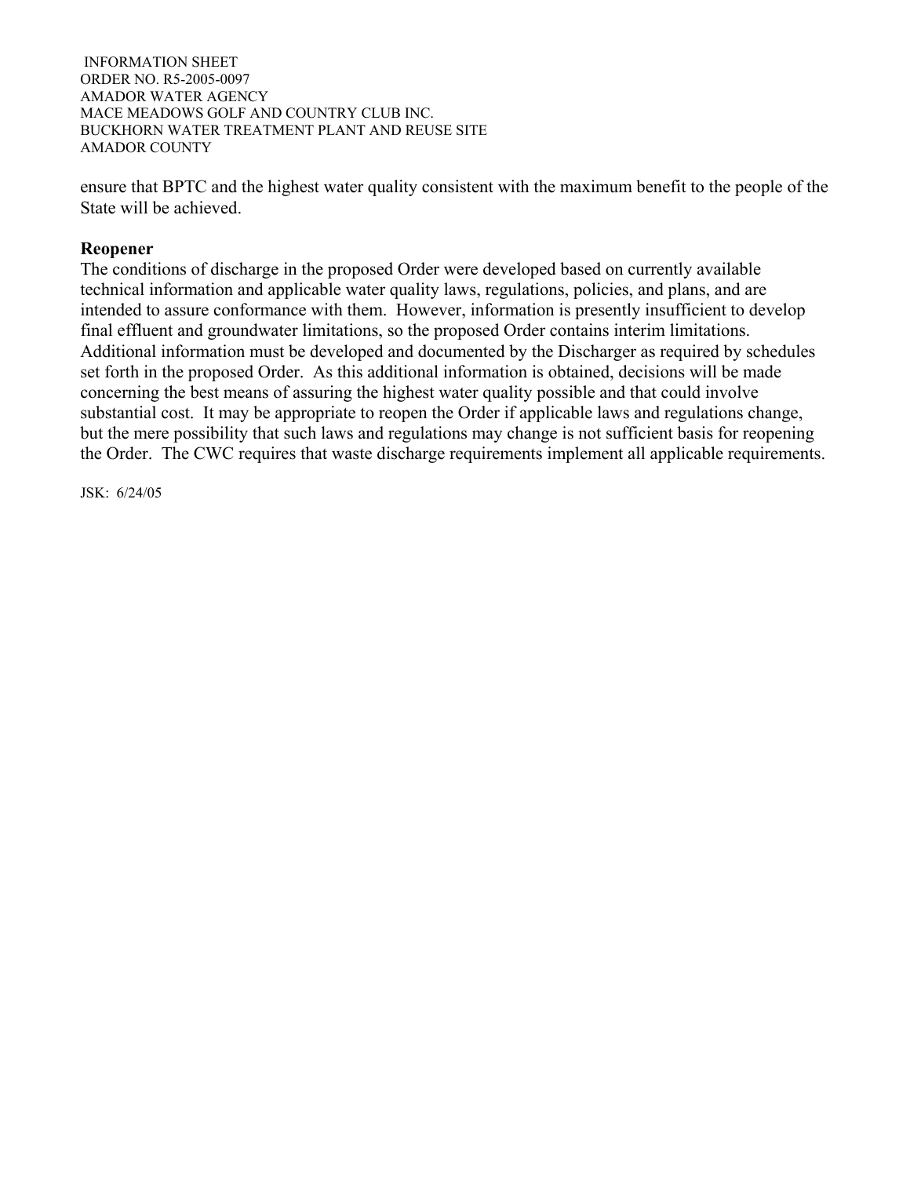ensure that BPTC and the highest water quality consistent with the maximum benefit to the people of the State will be achieved.

**Reopener**

The conditions of discharge in the proposed Order were developed based on currently available technical information and applicable water quality laws, regulations, policies, and plans, and are intended to assure conformance with them. However, information is presently insufficient to develop final effluent and groundwater limitations, so the proposed Order contains interim limitations. Additional information must be developed and documented by the Discharger as required by schedules set forth in the proposed Order. As this additional information is obtained, decisions will be made concerning the best means of assuring the highest water quality possible and that could involve substantial cost. It may be appropriate to reopen the Order if applicable laws and regulations change, but the mere possibility that such laws and regulations may change is not sufficient basis for reopening the Order. The CWC requires that waste discharge requirements implement all applicable requirements.

JSK: 6/24/05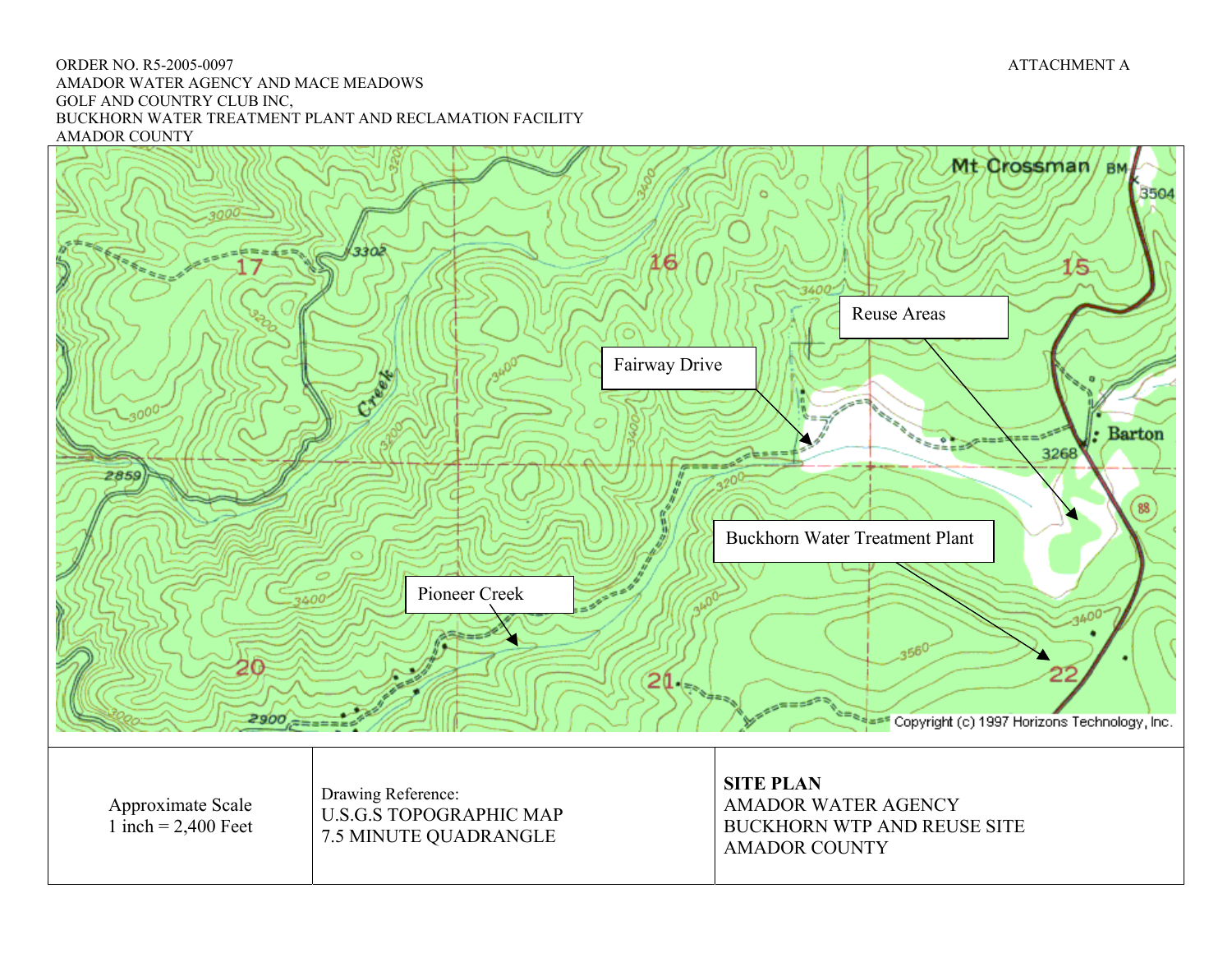ORDER NO. R5-2005-0097
AMADOR WATER AGENCY AND MACE MEADOWS
GOLF AND COUNTRY CLUB INC,
BUCKHORN WATER TREATMENT PLANT AND RECLAMATION FACILITY
AMADOR COUNTY

ATTACHMENT A

Mt Crossman BM 3504

17 16 15 20 21 22

3302 3268 2859 2900

Creek

Reuse Areas

Fairway Drive

Barton

Buckhorn Water Treatment Plant

Pioneer Creek

Copyright (c) 1997 Horizons Technology, Inc.

| Approximate Scale<br>1 inch = 2,400 Feet | Drawing Reference:<br>U.S.G.S TOPOGRAPHIC MAP<br>7.5 MINUTE QUADRANGLE | **SITE PLAN**<br>AMADOR WATER AGENCY<br>BUCKHORN WTP AND REUSE SITE<br>AMADOR COUNTY |
|---|---|---|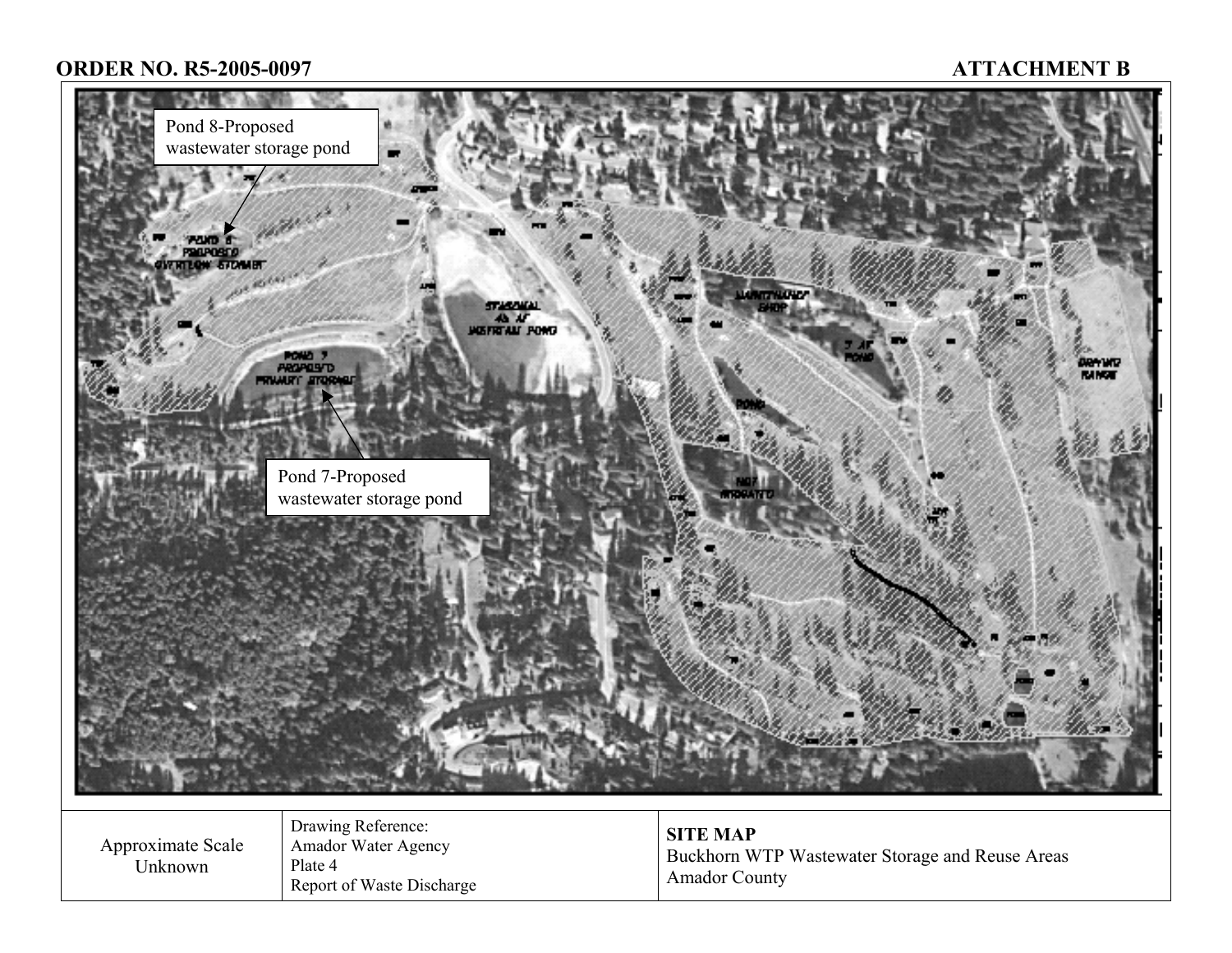## ORDER NO. R5-2005-0097

## ATTACHMENT B

Pond 8-Proposed wastewater storage pond

Pond 7-Proposed wastewater storage pond

| | | |
|---|---|---|
| Approximate Scale Unknown | Drawing Reference:<br>Amador Water Agency<br>Plate 4<br>Report of Waste Discharge | **SITE MAP**<br>Buckhorn WTP Wastewater Storage and Reuse Areas<br>Amador County |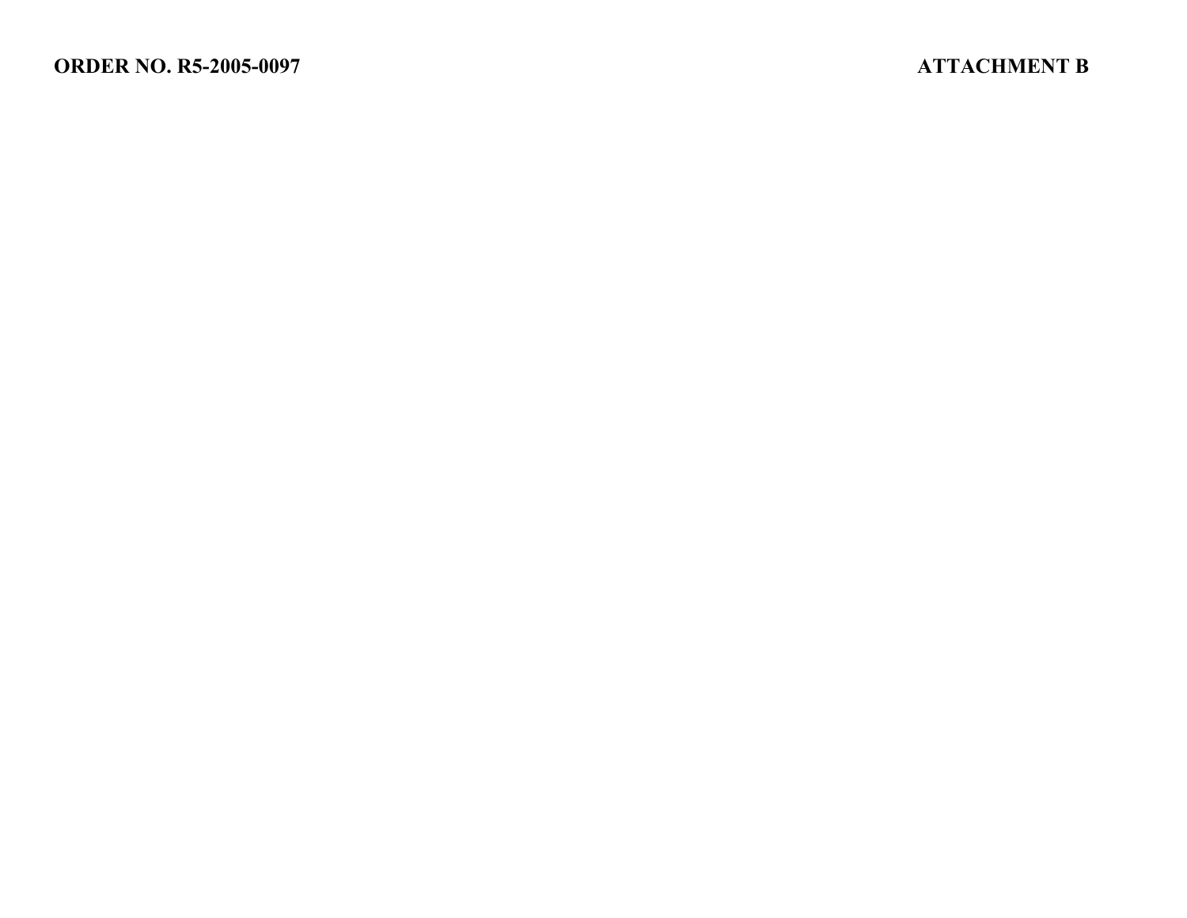**ATTACHMENT B**